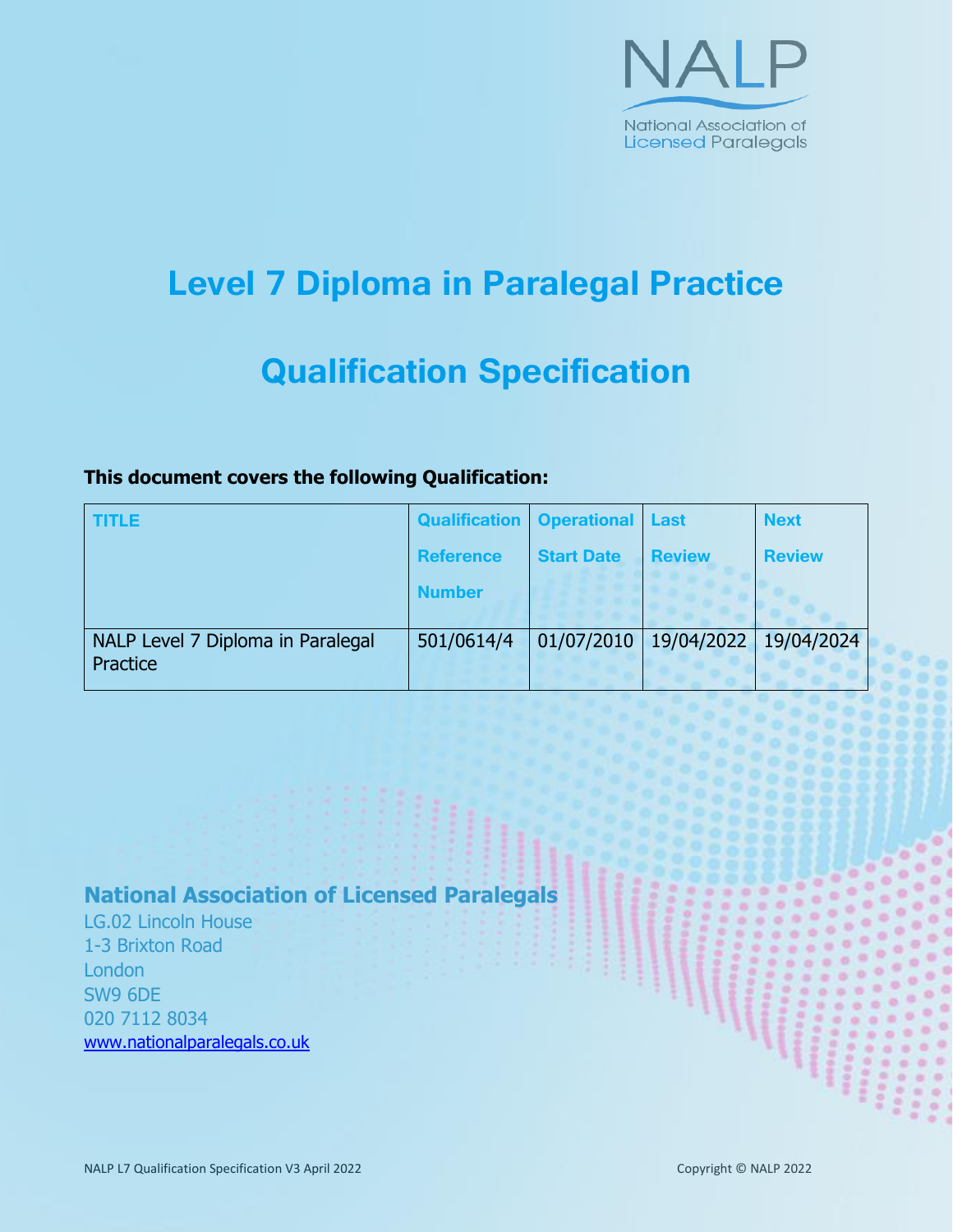NALP

National Association of Licensed Paralegals

# Level 7 Diploma in Paralegal Practice

# Qualification Specification

**This document covers the following Qualification:**

| TITLE | Qualification Reference Number | Operational Start Date | Last Review | Next Review |
|---|---|---|---|---|
| NALP Level 7 Diploma in Paralegal Practice | 501/0614/4 | 01/07/2010 | 19/04/2022 | 19/04/2024 |

**National Association of Licensed Paralegals**

LG.02 Lincoln House
1-3 Brixton Road
London
SW9 6DE
020 7112 8034
www.nationalparalegals.co.uk

NALP L7 Qualification Specification V3 April 2022

Copyright © NALP 2022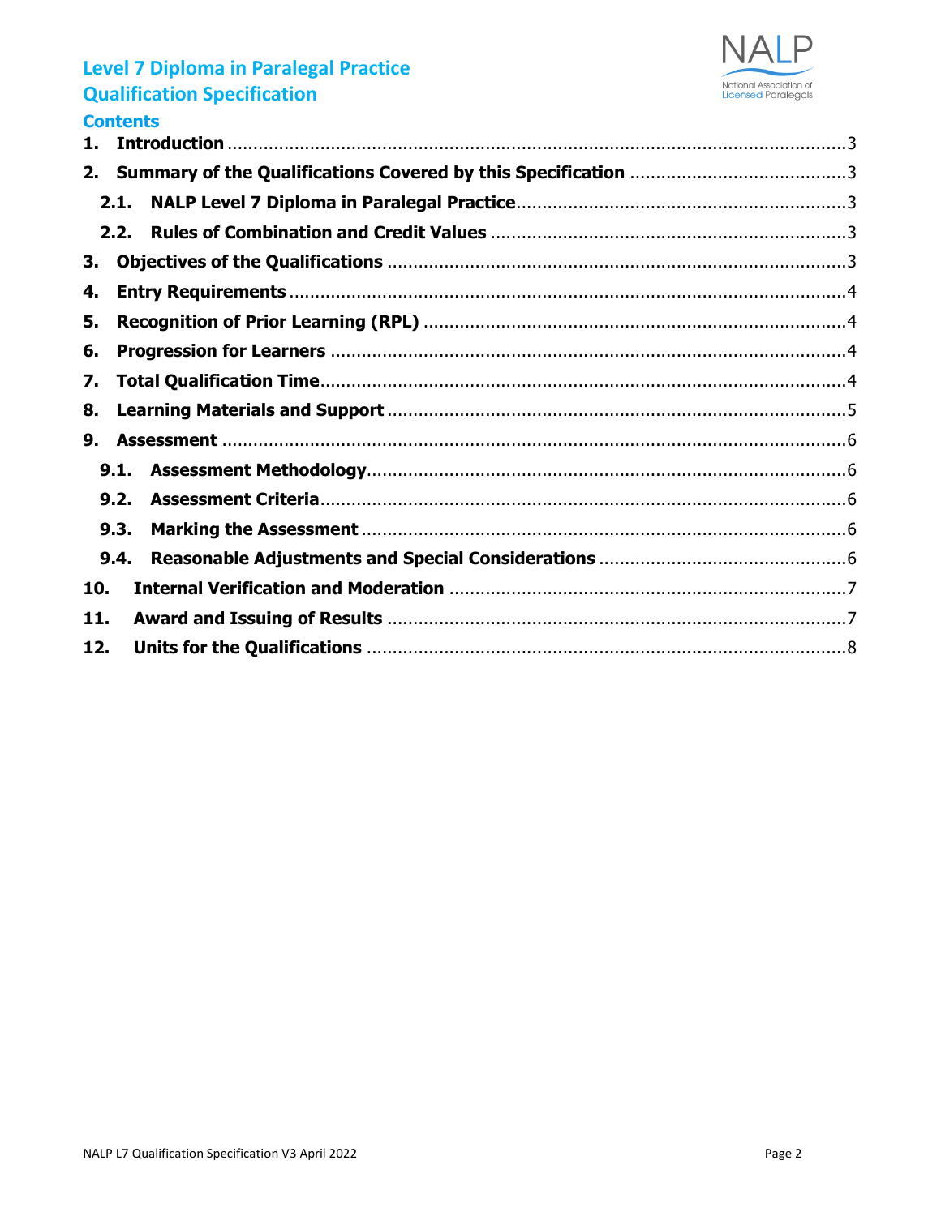# Level 7 Diploma in Paralegal Practice
# Qualification Specification

## Contents

1. **Introduction** ........................................................................ 3
2. **Summary of the Qualifications Covered by this Specification** ........................................................................ 3
   - 2.1. **NALP Level 7 Diploma in Paralegal Practice** ........................................................................ 3
   - 2.2. **Rules of Combination and Credit Values** ........................................................................ 3
3. **Objectives of the Qualifications** ........................................................................ 3
4. **Entry Requirements** ........................................................................ 4
5. **Recognition of Prior Learning (RPL)** ........................................................................ 4
6. **Progression for Learners** ........................................................................ 4
7. **Total Qualification Time** ........................................................................ 4
8. **Learning Materials and Support** ........................................................................ 5
9. **Assessment** ........................................................................ 6
   - 9.1. **Assessment Methodology** ........................................................................ 6
   - 9.2. **Assessment Criteria** ........................................................................ 6
   - 9.3. **Marking the Assessment** ........................................................................ 6
   - 9.4. **Reasonable Adjustments and Special Considerations** ........................................................................ 6
10. **Internal Verification and Moderation** ........................................................................ 7
11. **Award and Issuing of Results** ........................................................................ 7
12. **Units for the Qualifications** ........................................................................ 8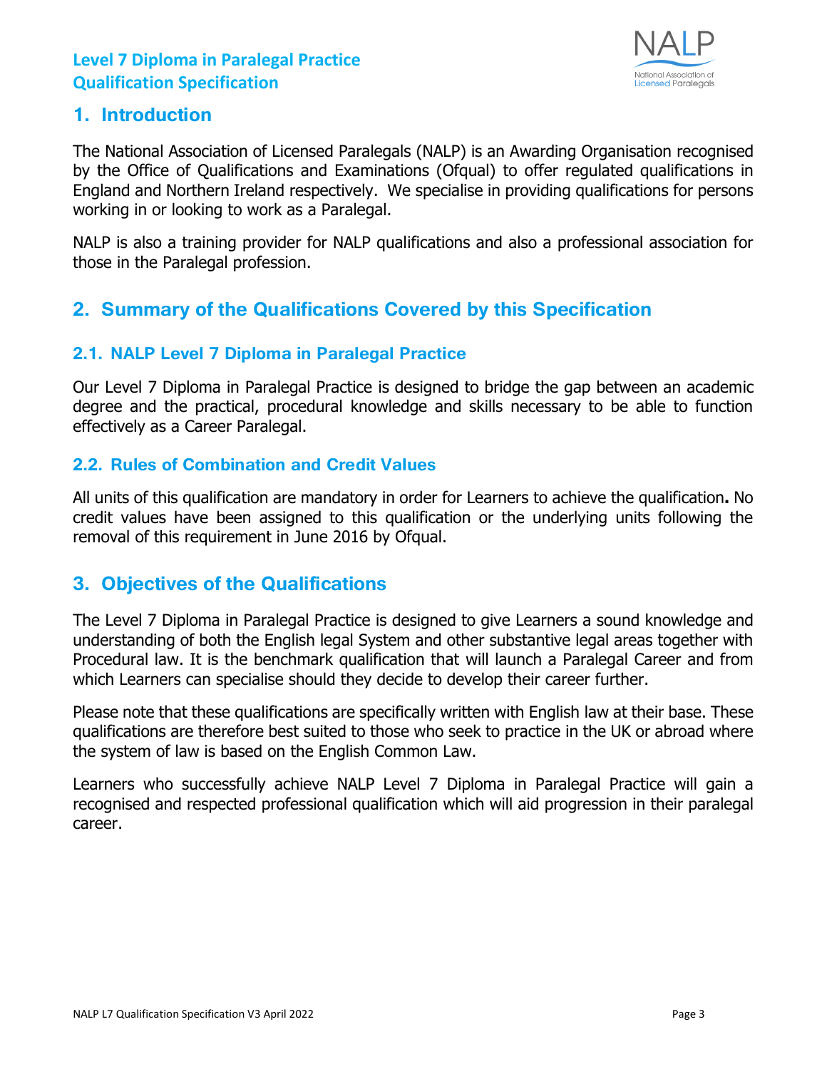## 1. Introduction

The National Association of Licensed Paralegals (NALP) is an Awarding Organisation recognised by the Office of Qualifications and Examinations (Ofqual) to offer regulated qualifications in England and Northern Ireland respectively. We specialise in providing qualifications for persons working in or looking to work as a Paralegal.

NALP is also a training provider for NALP qualifications and also a professional association for those in the Paralegal profession.

## 2. Summary of the Qualifications Covered by this Specification

### 2.1. NALP Level 7 Diploma in Paralegal Practice

Our Level 7 Diploma in Paralegal Practice is designed to bridge the gap between an academic degree and the practical, procedural knowledge and skills necessary to be able to function effectively as a Career Paralegal.

### 2.2. Rules of Combination and Credit Values

All units of this qualification are mandatory in order for Learners to achieve the qualification**.** No credit values have been assigned to this qualification or the underlying units following the removal of this requirement in June 2016 by Ofqual.

## 3. Objectives of the Qualifications

The Level 7 Diploma in Paralegal Practice is designed to give Learners a sound knowledge and understanding of both the English legal System and other substantive legal areas together with Procedural law. It is the benchmark qualification that will launch a Paralegal Career and from which Learners can specialise should they decide to develop their career further.

Please note that these qualifications are specifically written with English law at their base. These qualifications are therefore best suited to those who seek to practice in the UK or abroad where the system of law is based on the English Common Law.

Learners who successfully achieve NALP Level 7 Diploma in Paralegal Practice will gain a recognised and respected professional qualification which will aid progression in their paralegal career.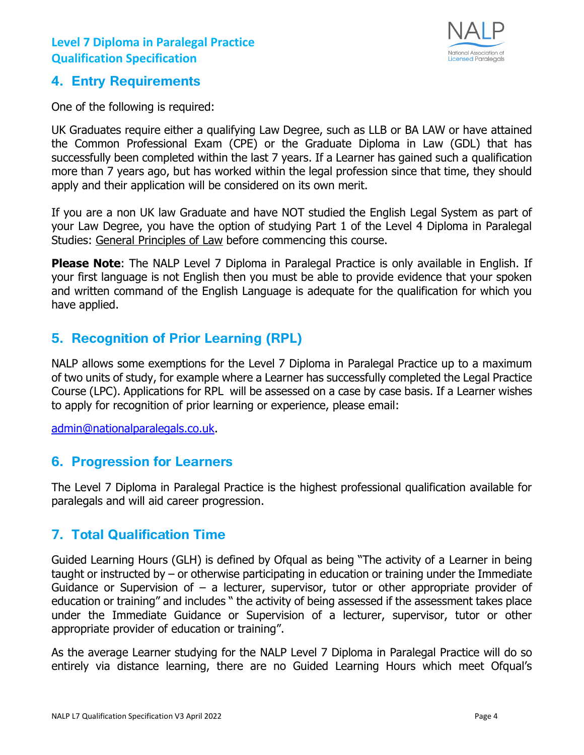## 4. Entry Requirements

One of the following is required:

UK Graduates require either a qualifying Law Degree, such as LLB or BA LAW or have attained the Common Professional Exam (CPE) or the Graduate Diploma in Law (GDL) that has successfully been completed within the last 7 years. If a Learner has gained such a qualification more than 7 years ago, but has worked within the legal profession since that time, they should apply and their application will be considered on its own merit.

If you are a non UK law Graduate and have NOT studied the English Legal System as part of your Law Degree, you have the option of studying Part 1 of the Level 4 Diploma in Paralegal Studies: General Principles of Law before commencing this course.

**Please Note**: The NALP Level 7 Diploma in Paralegal Practice is only available in English. If your first language is not English then you must be able to provide evidence that your spoken and written command of the English Language is adequate for the qualification for which you have applied.

## 5. Recognition of Prior Learning (RPL)

NALP allows some exemptions for the Level 7 Diploma in Paralegal Practice up to a maximum of two units of study, for example where a Learner has successfully completed the Legal Practice Course (LPC). Applications for RPL will be assessed on a case by case basis. If a Learner wishes to apply for recognition of prior learning or experience, please email:

admin@nationalparalegals.co.uk.

## 6. Progression for Learners

The Level 7 Diploma in Paralegal Practice is the highest professional qualification available for paralegals and will aid career progression.

## 7. Total Qualification Time

Guided Learning Hours (GLH) is defined by Ofqual as being "The activity of a Learner in being taught or instructed by – or otherwise participating in education or training under the Immediate Guidance or Supervision of – a lecturer, supervisor, tutor or other appropriate provider of education or training" and includes " the activity of being assessed if the assessment takes place under the Immediate Guidance or Supervision of a lecturer, supervisor, tutor or other appropriate provider of education or training".

As the average Learner studying for the NALP Level 7 Diploma in Paralegal Practice will do so entirely via distance learning, there are no Guided Learning Hours which meet Ofqual's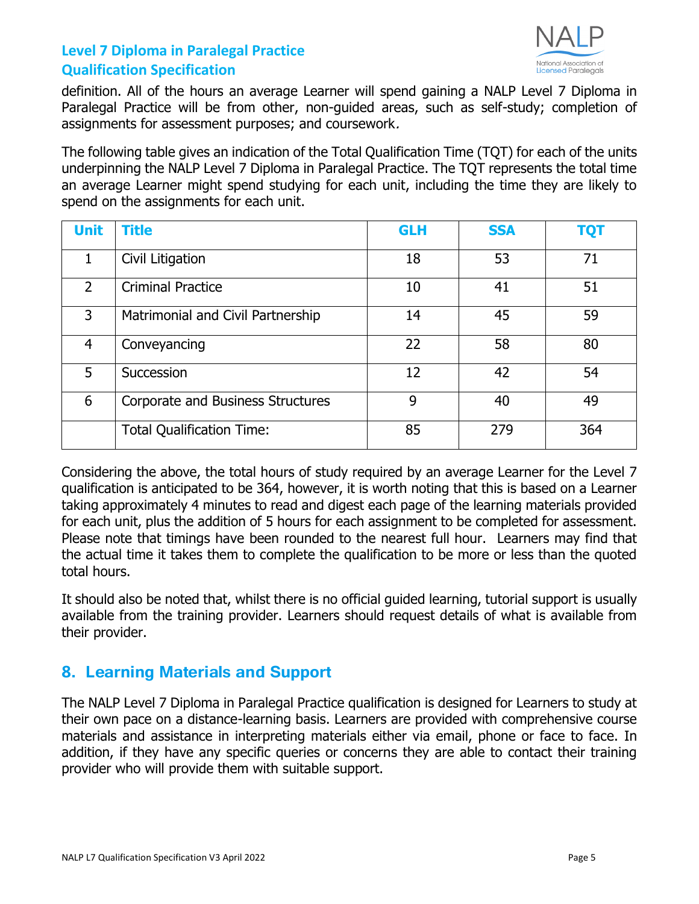definition. All of the hours an average Learner will spend gaining a NALP Level 7 Diploma in Paralegal Practice will be from other, non-guided areas, such as self-study; completion of assignments for assessment purposes; and coursework.

The following table gives an indication of the Total Qualification Time (TQT) for each of the units underpinning the NALP Level 7 Diploma in Paralegal Practice. The TQT represents the total time an average Learner might spend studying for each unit, including the time they are likely to spend on the assignments for each unit.

| Unit | Title | GLH | SSA | TQT |
|---|---|---|---|---|
| 1 | Civil Litigation | 18 | 53 | 71 |
| 2 | Criminal Practice | 10 | 41 | 51 |
| 3 | Matrimonial and Civil Partnership | 14 | 45 | 59 |
| 4 | Conveyancing | 22 | 58 | 80 |
| 5 | Succession | 12 | 42 | 54 |
| 6 | Corporate and Business Structures | 9 | 40 | 49 |
| | Total Qualification Time: | 85 | 279 | 364 |

Considering the above, the total hours of study required by an average Learner for the Level 7 qualification is anticipated to be 364, however, it is worth noting that this is based on a Learner taking approximately 4 minutes to read and digest each page of the learning materials provided for each unit, plus the addition of 5 hours for each assignment to be completed for assessment. Please note that timings have been rounded to the nearest full hour. Learners may find that the actual time it takes them to complete the qualification to be more or less than the quoted total hours.

It should also be noted that, whilst there is no official guided learning, tutorial support is usually available from the training provider. Learners should request details of what is available from their provider.

## 8. Learning Materials and Support

The NALP Level 7 Diploma in Paralegal Practice qualification is designed for Learners to study at their own pace on a distance-learning basis. Learners are provided with comprehensive course materials and assistance in interpreting materials either via email, phone or face to face. In addition, if they have any specific queries or concerns they are able to contact their training provider who will provide them with suitable support.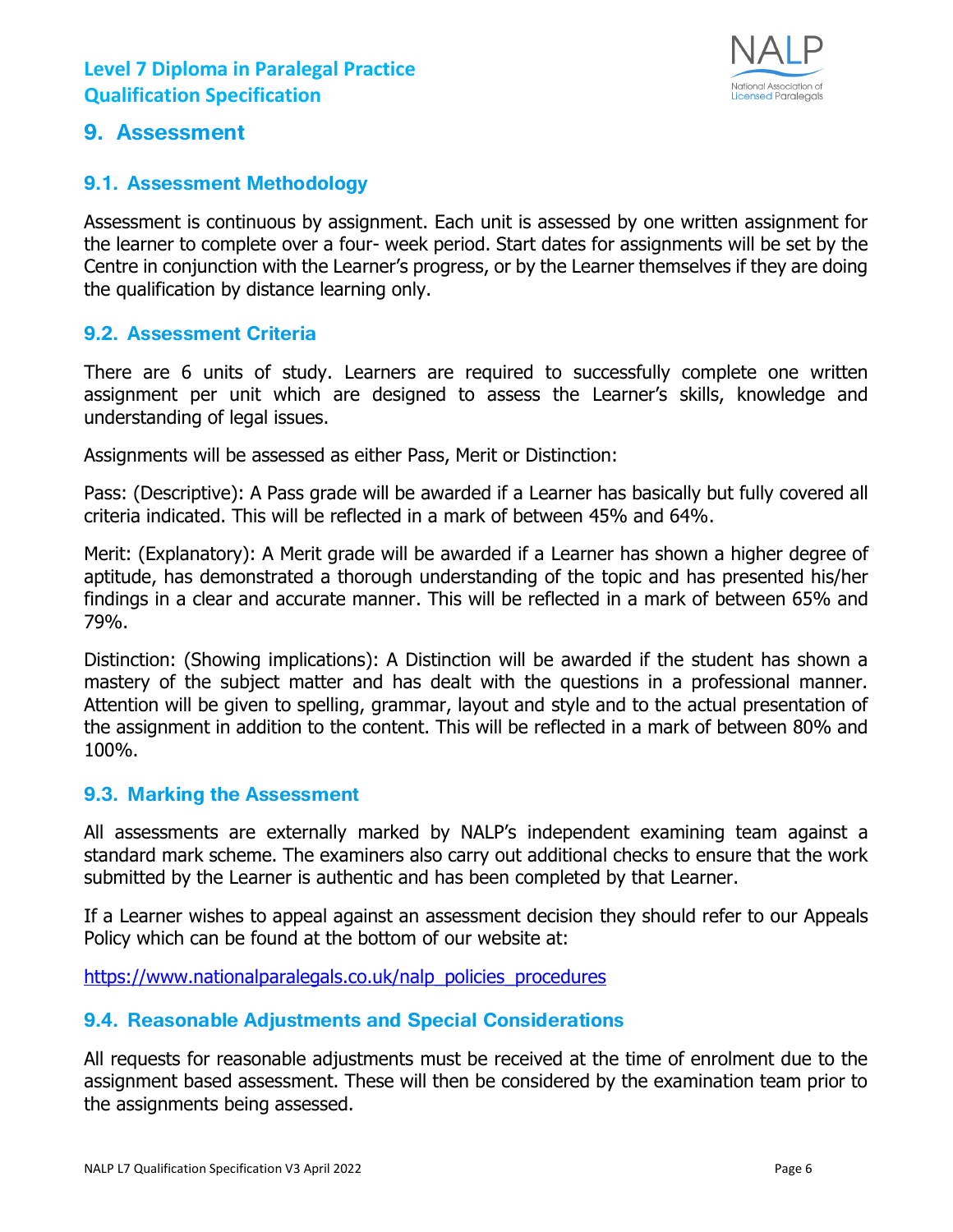# 9. Assessment

## 9.1. Assessment Methodology

Assessment is continuous by assignment. Each unit is assessed by one written assignment for the learner to complete over a four- week period. Start dates for assignments will be set by the Centre in conjunction with the Learner's progress, or by the Learner themselves if they are doing the qualification by distance learning only.

## 9.2. Assessment Criteria

There are 6 units of study. Learners are required to successfully complete one written assignment per unit which are designed to assess the Learner's skills, knowledge and understanding of legal issues.

Assignments will be assessed as either Pass, Merit or Distinction:

Pass: (Descriptive): A Pass grade will be awarded if a Learner has basically but fully covered all criteria indicated. This will be reflected in a mark of between 45% and 64%.

Merit: (Explanatory): A Merit grade will be awarded if a Learner has shown a higher degree of aptitude, has demonstrated a thorough understanding of the topic and has presented his/her findings in a clear and accurate manner. This will be reflected in a mark of between 65% and 79%.

Distinction: (Showing implications): A Distinction will be awarded if the student has shown a mastery of the subject matter and has dealt with the questions in a professional manner. Attention will be given to spelling, grammar, layout and style and to the actual presentation of the assignment in addition to the content. This will be reflected in a mark of between 80% and 100%.

## 9.3. Marking the Assessment

All assessments are externally marked by NALP's independent examining team against a standard mark scheme. The examiners also carry out additional checks to ensure that the work submitted by the Learner is authentic and has been completed by that Learner.

If a Learner wishes to appeal against an assessment decision they should refer to our Appeals Policy which can be found at the bottom of our website at:

https://www.nationalparalegals.co.uk/nalp_policies_procedures

## 9.4. Reasonable Adjustments and Special Considerations

All requests for reasonable adjustments must be received at the time of enrolment due to the assignment based assessment. These will then be considered by the examination team prior to the assignments being assessed.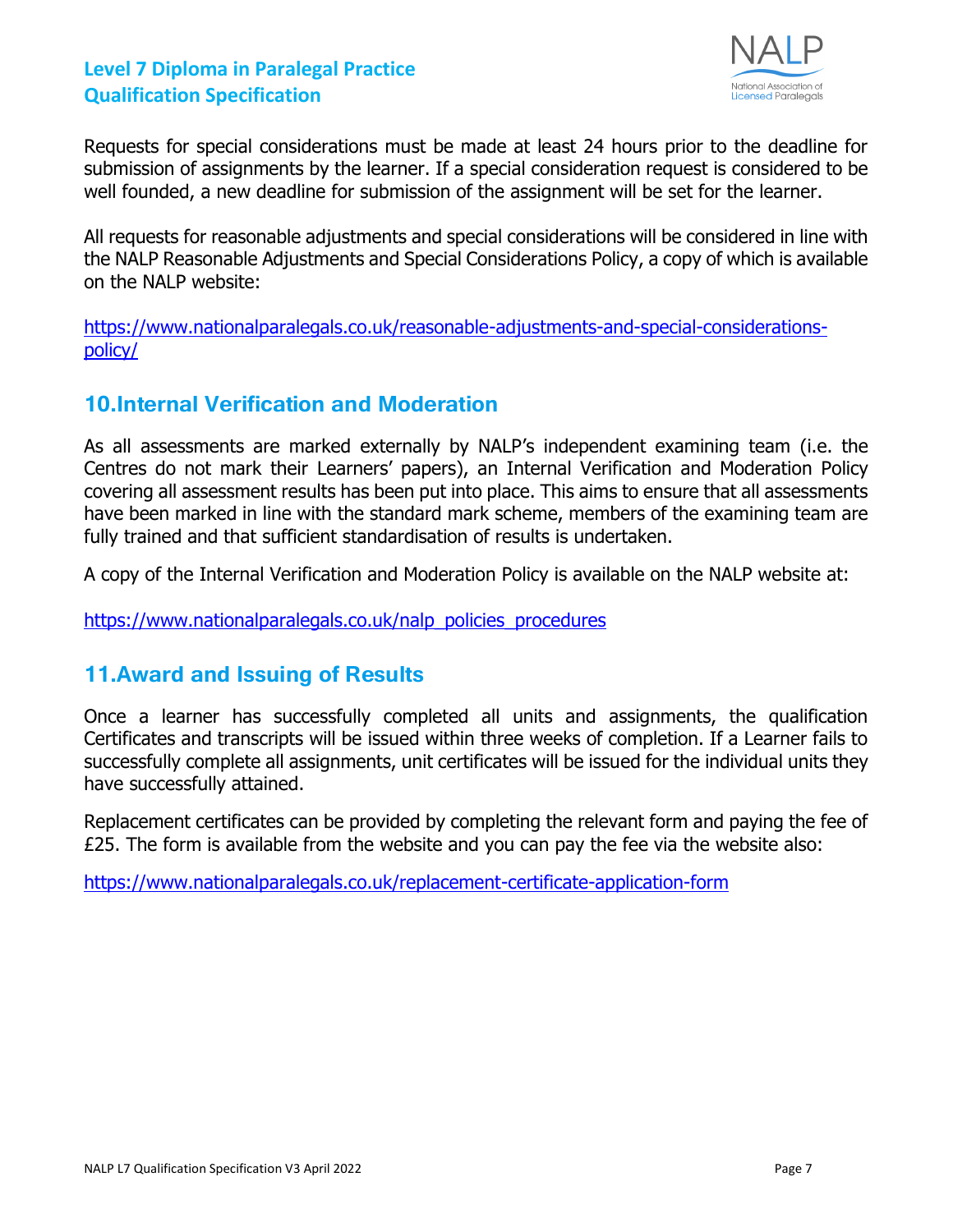Requests for special considerations must be made at least 24 hours prior to the deadline for submission of assignments by the learner. If a special consideration request is considered to be well founded, a new deadline for submission of the assignment will be set for the learner.

All requests for reasonable adjustments and special considerations will be considered in line with the NALP Reasonable Adjustments and Special Considerations Policy, a copy of which is available on the NALP website:

https://www.nationalparalegals.co.uk/reasonable-adjustments-and-special-considerations-policy/

## 10.Internal Verification and Moderation

As all assessments are marked externally by NALP's independent examining team (i.e. the Centres do not mark their Learners' papers), an Internal Verification and Moderation Policy covering all assessment results has been put into place. This aims to ensure that all assessments have been marked in line with the standard mark scheme, members of the examining team are fully trained and that sufficient standardisation of results is undertaken.

A copy of the Internal Verification and Moderation Policy is available on the NALP website at:

https://www.nationalparalegals.co.uk/nalp_policies_procedures

## 11.Award and Issuing of Results

Once a learner has successfully completed all units and assignments, the qualification Certificates and transcripts will be issued within three weeks of completion. If a Learner fails to successfully complete all assignments, unit certificates will be issued for the individual units they have successfully attained.

Replacement certificates can be provided by completing the relevant form and paying the fee of £25. The form is available from the website and you can pay the fee via the website also:

https://www.nationalparalegals.co.uk/replacement-certificate-application-form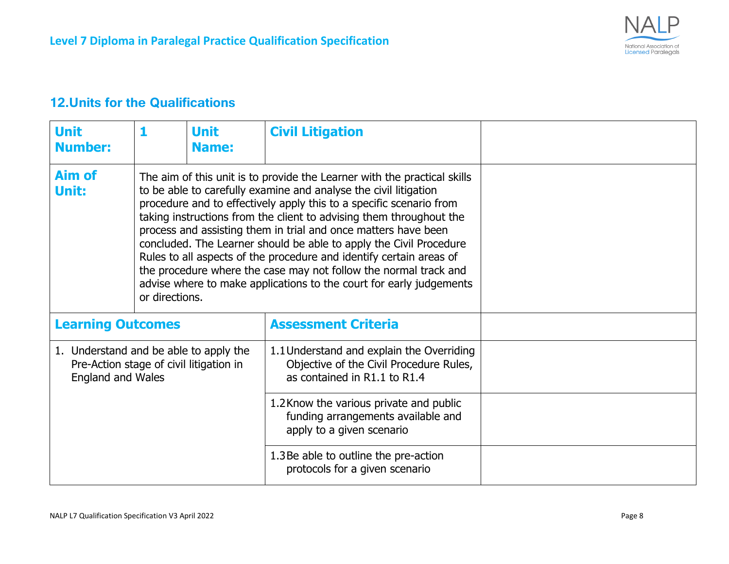## 12. Units for the Qualifications

| Unit Number: | 1 | Unit Name: | Civil Litigation | |
|---|---|---|---|---|
| **Aim of Unit:** | The aim of this unit is to provide the Learner with the practical skills to be able to carefully examine and analyse the civil litigation procedure and to effectively apply this to a specific scenario from taking instructions from the client to advising them throughout the process and assisting them in trial and once matters have been concluded. The Learner should be able to apply the Civil Procedure Rules to all aspects of the procedure and identify certain areas of the procedure where the case may not follow the normal track and advise where to make applications to the court for early judgements or directions. | | | |
| **Learning Outcomes** | | | **Assessment Criteria** | |
| 1. Understand and be able to apply the Pre-Action stage of civil litigation in England and Wales | | | 1.1 Understand and explain the Overriding Objective of the Civil Procedure Rules, as contained in R1.1 to R1.4 | |
| | | | 1.2 Know the various private and public funding arrangements available and apply to a given scenario | |
| | | | 1.3 Be able to outline the pre-action protocols for a given scenario | |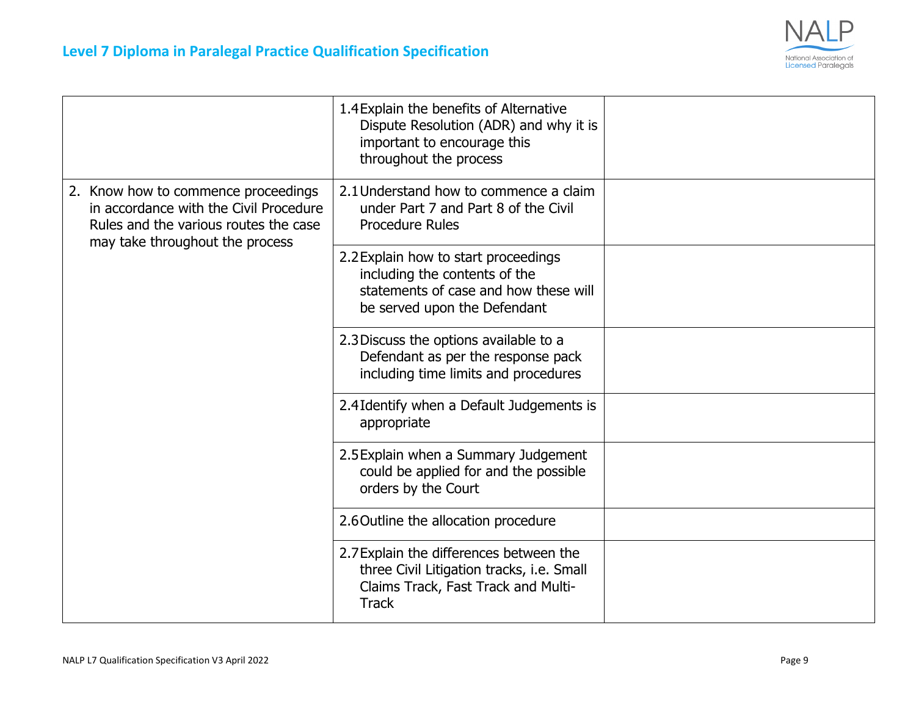| | | |
|---|---|---|
| | 1.4 Explain the benefits of Alternative Dispute Resolution (ADR) and why it is important to encourage this throughout the process | |
| 2. Know how to commence proceedings in accordance with the Civil Procedure Rules and the various routes the case may take throughout the process | 2.1 Understand how to commence a claim under Part 7 and Part 8 of the Civil Procedure Rules | |
| | 2.2 Explain how to start proceedings including the contents of the statements of case and how these will be served upon the Defendant | |
| | 2.3 Discuss the options available to a Defendant as per the response pack including time limits and procedures | |
| | 2.4 Identify when a Default Judgements is appropriate | |
| | 2.5 Explain when a Summary Judgement could be applied for and the possible orders by the Court | |
| | 2.6 Outline the allocation procedure | |
| | 2.7 Explain the differences between the three Civil Litigation tracks, i.e. Small Claims Track, Fast Track and Multi-Track | |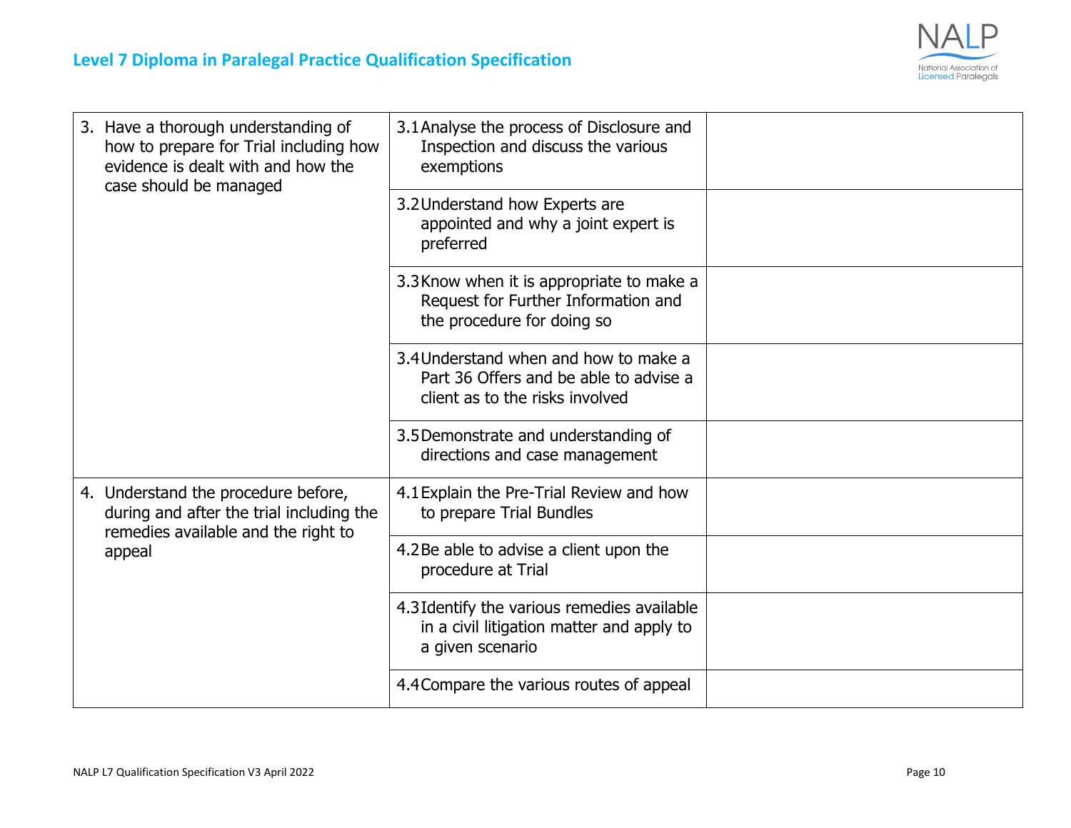| | | |
|---|---|---|
| 3. Have a thorough understanding of how to prepare for Trial including how evidence is dealt with and how the case should be managed | 3.1 Analyse the process of Disclosure and Inspection and discuss the various exemptions | |
| | 3.2 Understand how Experts are appointed and why a joint expert is preferred | |
| | 3.3 Know when it is appropriate to make a Request for Further Information and the procedure for doing so | |
| | 3.4 Understand when and how to make a Part 36 Offers and be able to advise a client as to the risks involved | |
| | 3.5 Demonstrate and understanding of directions and case management | |
| 4. Understand the procedure before, during and after the trial including the remedies available and the right to appeal | 4.1 Explain the Pre-Trial Review and how to prepare Trial Bundles | |
| | 4.2 Be able to advise a client upon the procedure at Trial | |
| | 4.3 Identify the various remedies available in a civil litigation matter and apply to a given scenario | |
| | 4.4 Compare the various routes of appeal | |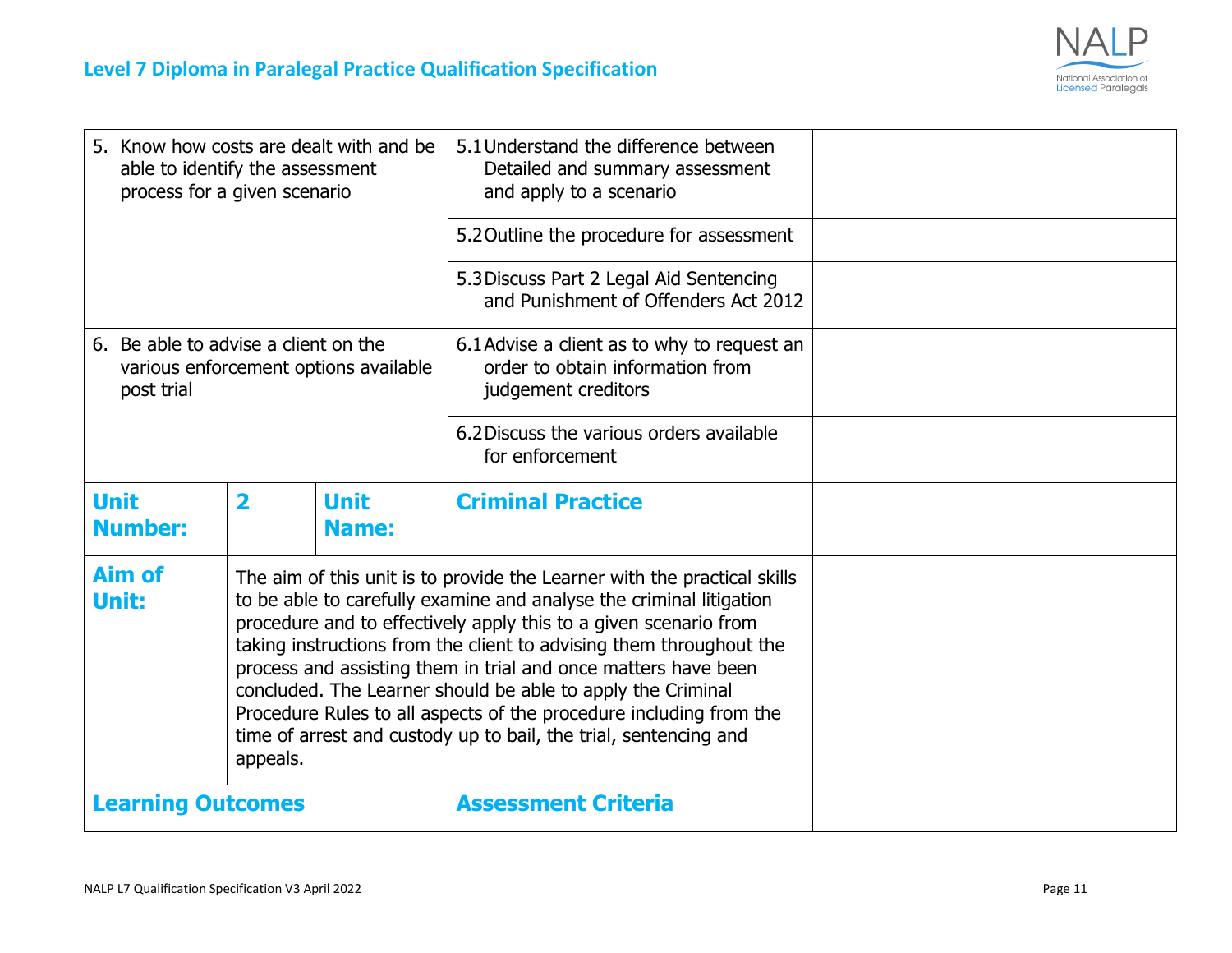| | | | | |
|---|---|---|---|---|
| 5. Know how costs are dealt with and be able to identify the assessment process for a given scenario | | | 5.1 Understand the difference between Detailed and summary assessment and apply to a scenario | |
| | | | 5.2 Outline the procedure for assessment | |
| | | | 5.3 Discuss Part 2 Legal Aid Sentencing and Punishment of Offenders Act 2012 | |
| 6. Be able to advise a client on the various enforcement options available post trial | | | 6.1 Advise a client as to why to request an order to obtain information from judgement creditors | |
| | | | 6.2 Discuss the various orders available for enforcement | |
| **Unit Number:** | **2** | **Unit Name:** | **Criminal Practice** | |
| **Aim of Unit:** | The aim of this unit is to provide the Learner with the practical skills to be able to carefully examine and analyse the criminal litigation procedure and to effectively apply this to a given scenario from taking instructions from the client to advising them throughout the process and assisting them in trial and once matters have been concluded. The Learner should be able to apply the Criminal Procedure Rules to all aspects of the procedure including from the time of arrest and custody up to bail, the trial, sentencing and appeals. | | | |
| **Learning Outcomes** | | | **Assessment Criteria** | |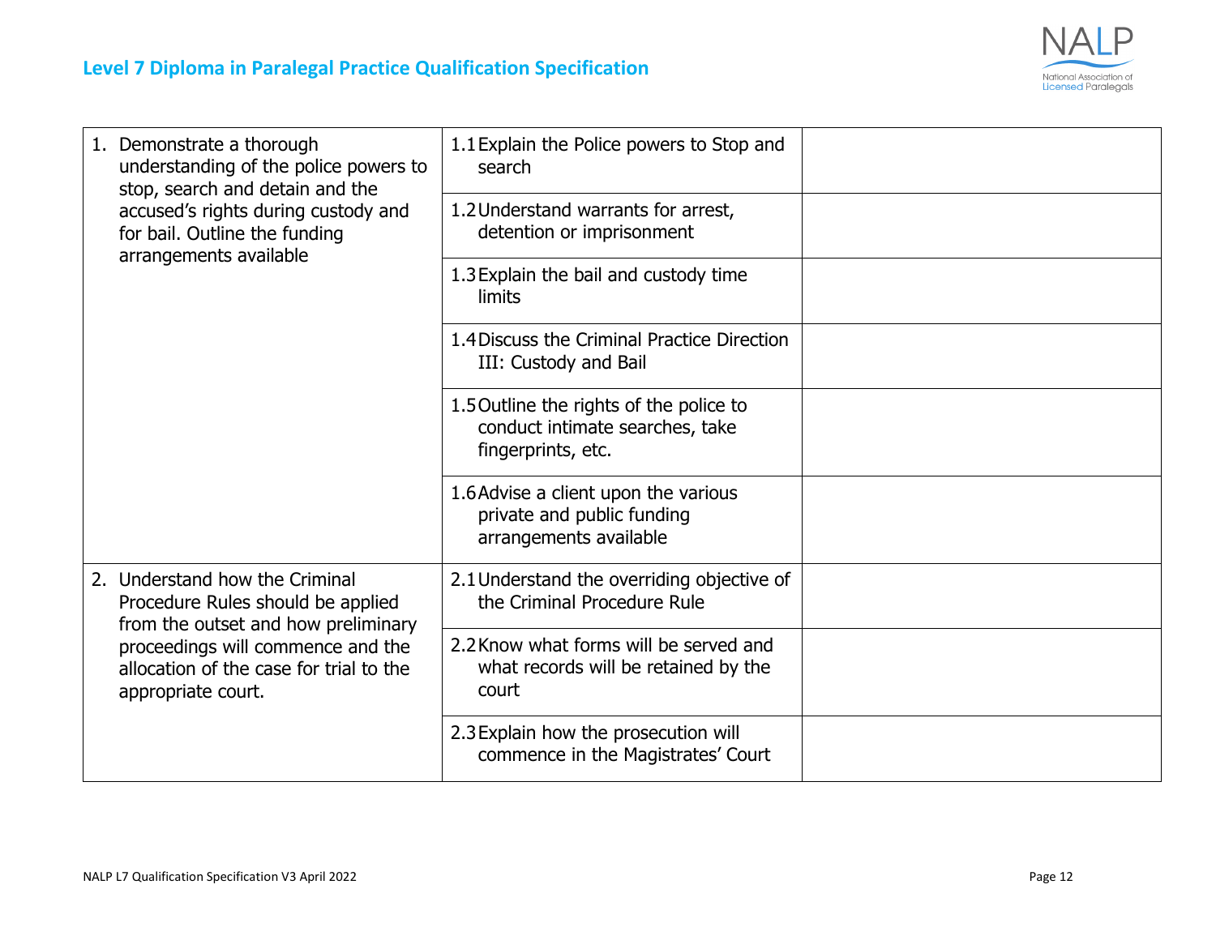| | | |
|---|---|---|
| 1. Demonstrate a thorough understanding of the police powers to stop, search and detain and the accused's rights during custody and for bail. Outline the funding arrangements available | 1.1 Explain the Police powers to Stop and search | |
| | 1.2 Understand warrants for arrest, detention or imprisonment | |
| | 1.3 Explain the bail and custody time limits | |
| | 1.4 Discuss the Criminal Practice Direction III: Custody and Bail | |
| | 1.5 Outline the rights of the police to conduct intimate searches, take fingerprints, etc. | |
| | 1.6 Advise a client upon the various private and public funding arrangements available | |
| 2. Understand how the Criminal Procedure Rules should be applied from the outset and how preliminary proceedings will commence and the allocation of the case for trial to the appropriate court. | 2.1 Understand the overriding objective of the Criminal Procedure Rule | |
| | 2.2 Know what forms will be served and what records will be retained by the court | |
| | 2.3 Explain how the prosecution will commence in the Magistrates' Court | |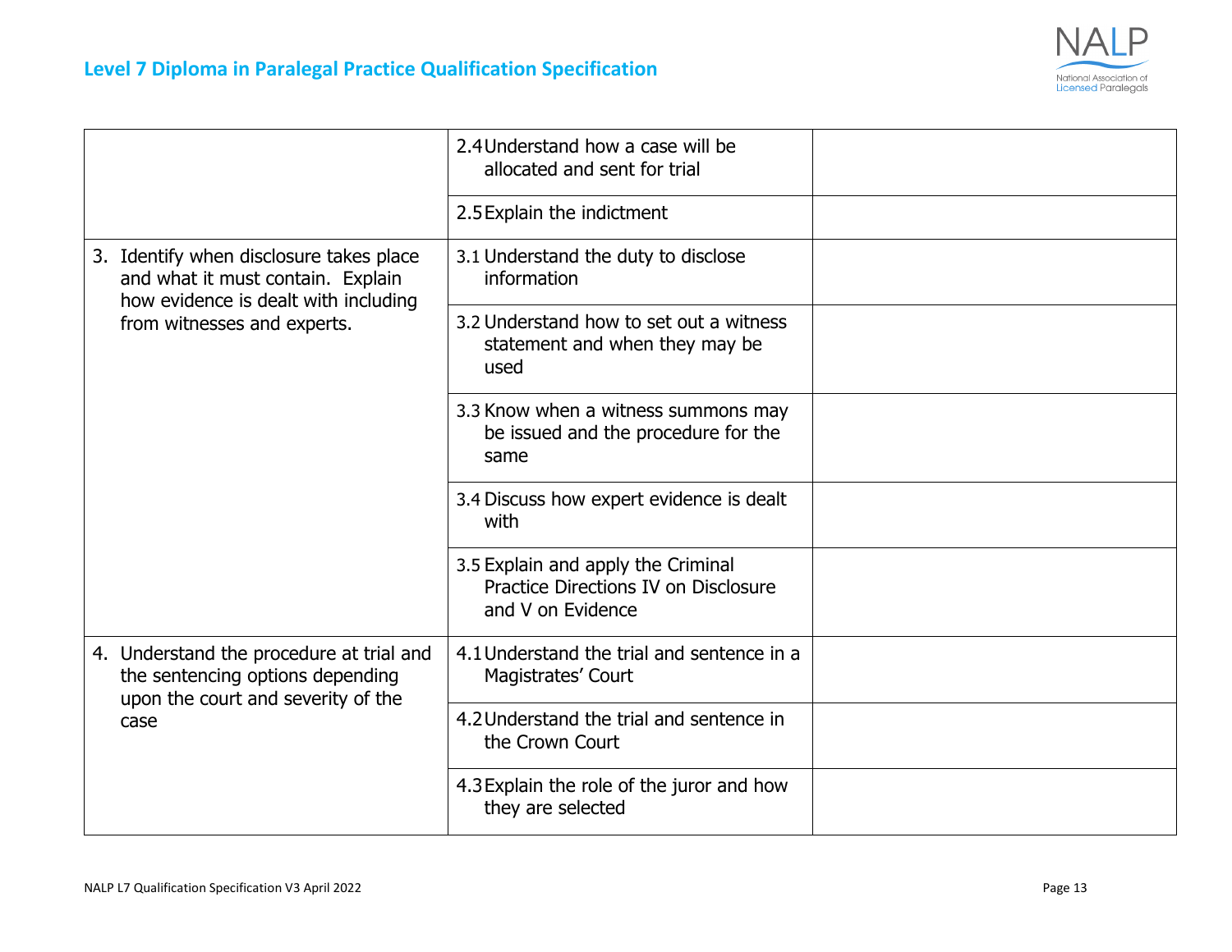| | | |
|---|---|---|
| | 2.4 Understand how a case will be allocated and sent for trial | |
| | 2.5 Explain the indictment | |
| 3. Identify when disclosure takes place and what it must contain. Explain how evidence is dealt with including from witnesses and experts. | 3.1 Understand the duty to disclose information | |
| | 3.2 Understand how to set out a witness statement and when they may be used | |
| | 3.3 Know when a witness summons may be issued and the procedure for the same | |
| | 3.4 Discuss how expert evidence is dealt with | |
| | 3.5 Explain and apply the Criminal Practice Directions IV on Disclosure and V on Evidence | |
| 4. Understand the procedure at trial and the sentencing options depending upon the court and severity of the case | 4.1 Understand the trial and sentence in a Magistrates' Court | |
| | 4.2 Understand the trial and sentence in the Crown Court | |
| | 4.3 Explain the role of the juror and how they are selected | |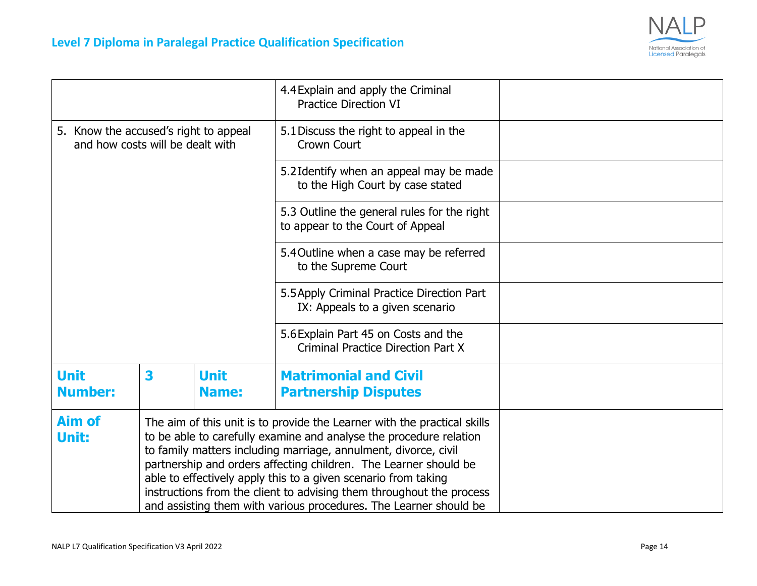| | | | | |
|---|---|---|---|---|
| | | | 4.4 Explain and apply the Criminal Practice Direction VI | |
| 5. Know the accused's right to appeal and how costs will be dealt with | | | 5.1 Discuss the right to appeal in the Crown Court | |
| | | | 5.2 Identify when an appeal may be made to the High Court by case stated | |
| | | | 5.3 Outline the general rules for the right to appear to the Court of Appeal | |
| | | | 5.4 Outline when a case may be referred to the Supreme Court | |
| | | | 5.5 Apply Criminal Practice Direction Part IX: Appeals to a given scenario | |
| | | | 5.6 Explain Part 45 on Costs and the Criminal Practice Direction Part X | |
| **Unit Number:** | **3** | **Unit Name:** | **Matrimonial and Civil Partnership Disputes** | |
| **Aim of Unit:** | The aim of this unit is to provide the Learner with the practical skills to be able to carefully examine and analyse the procedure relation to family matters including marriage, annulment, divorce, civil partnership and orders affecting children. The Learner should be able to effectively apply this to a given scenario from taking instructions from the client to advising them throughout the process and assisting them with various procedures. The Learner should be | | | |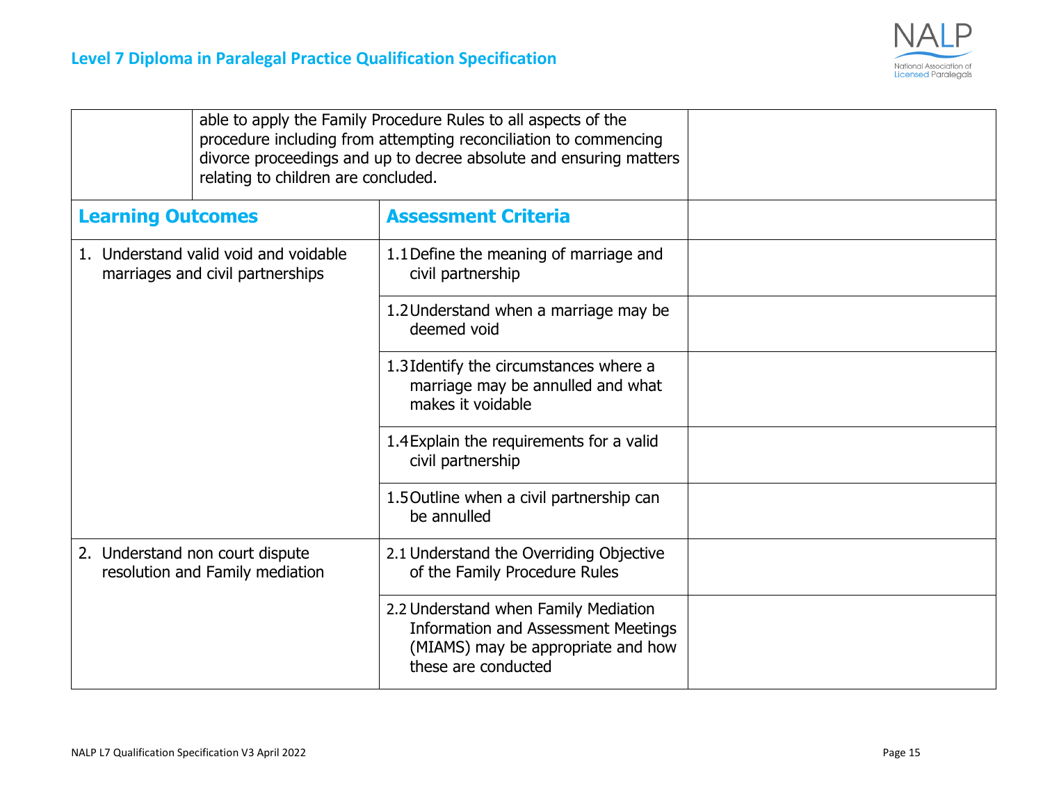| | able to apply the Family Procedure Rules to all aspects of the procedure including from attempting reconciliation to commencing divorce proceedings and up to decree absolute and ensuring matters relating to children are concluded. | |
|---|---|---|
| **Learning Outcomes** | **Assessment Criteria** | |
| 1. Understand valid void and voidable marriages and civil partnerships | 1.1 Define the meaning of marriage and civil partnership | |
| | 1.2 Understand when a marriage may be deemed void | |
| | 1.3 Identify the circumstances where a marriage may be annulled and what makes it voidable | |
| | 1.4 Explain the requirements for a valid civil partnership | |
| | 1.5 Outline when a civil partnership can be annulled | |
| 2. Understand non court dispute resolution and Family mediation | 2.1 Understand the Overriding Objective of the Family Procedure Rules | |
| | 2.2 Understand when Family Mediation Information and Assessment Meetings (MIAMS) may be appropriate and how these are conducted | |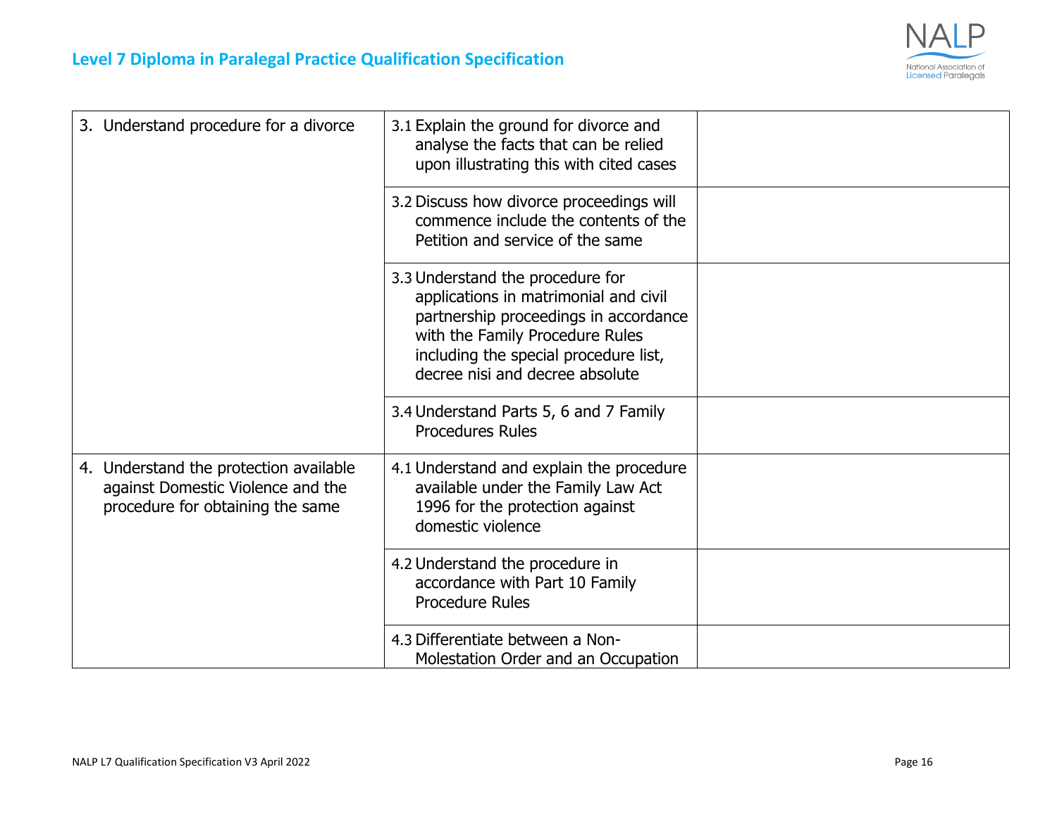| | | |
|---|---|---|
| 3. Understand procedure for a divorce | 3.1 Explain the ground for divorce and analyse the facts that can be relied upon illustrating this with cited cases | |
| | 3.2 Discuss how divorce proceedings will commence include the contents of the Petition and service of the same | |
| | 3.3 Understand the procedure for applications in matrimonial and civil partnership proceedings in accordance with the Family Procedure Rules including the special procedure list, decree nisi and decree absolute | |
| | 3.4 Understand Parts 5, 6 and 7 Family Procedures Rules | |
| 4. Understand the protection available against Domestic Violence and the procedure for obtaining the same | 4.1 Understand and explain the procedure available under the Family Law Act 1996 for the protection against domestic violence | |
| | 4.2 Understand the procedure in accordance with Part 10 Family Procedure Rules | |
| | 4.3 Differentiate between a Non-Molestation Order and an Occupation | |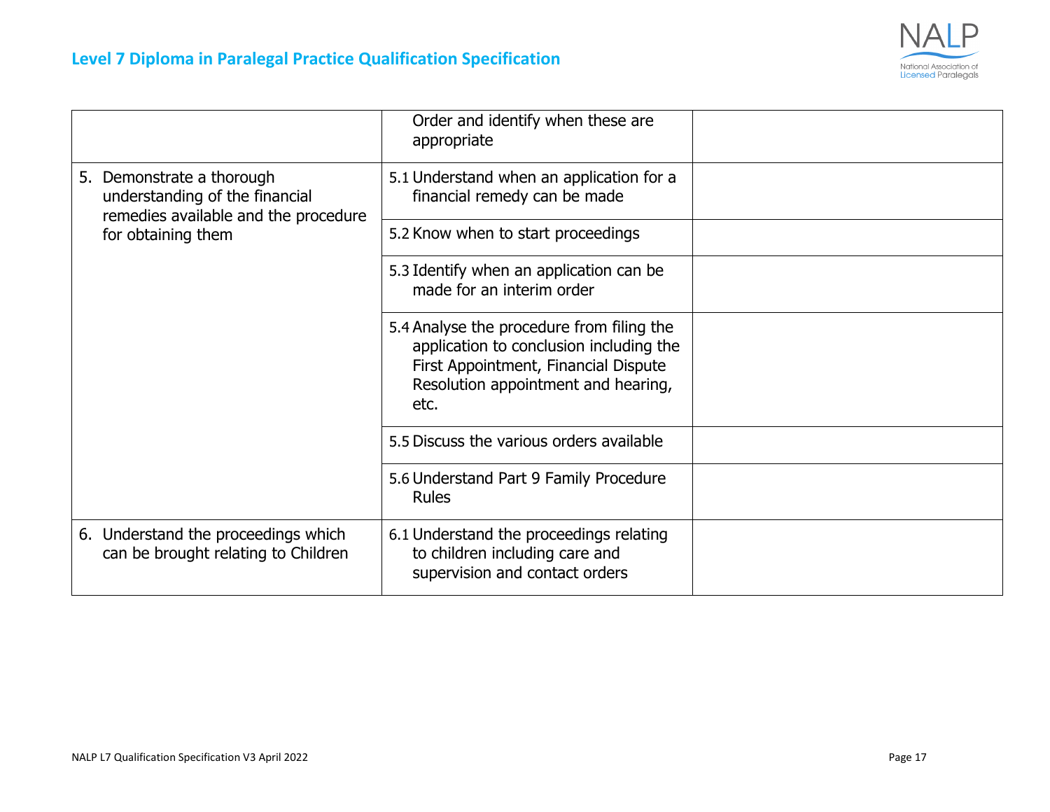| | | |
|---|---|---|
| | Order and identify when these are appropriate | |
| 5. Demonstrate a thorough understanding of the financial remedies available and the procedure for obtaining them | 5.1 Understand when an application for a financial remedy can be made | |
| | 5.2 Know when to start proceedings | |
| | 5.3 Identify when an application can be made for an interim order | |
| | 5.4 Analyse the procedure from filing the application to conclusion including the First Appointment, Financial Dispute Resolution appointment and hearing, etc. | |
| | 5.5 Discuss the various orders available | |
| | 5.6 Understand Part 9 Family Procedure Rules | |
| 6. Understand the proceedings which can be brought relating to Children | 6.1 Understand the proceedings relating to children including care and supervision and contact orders | |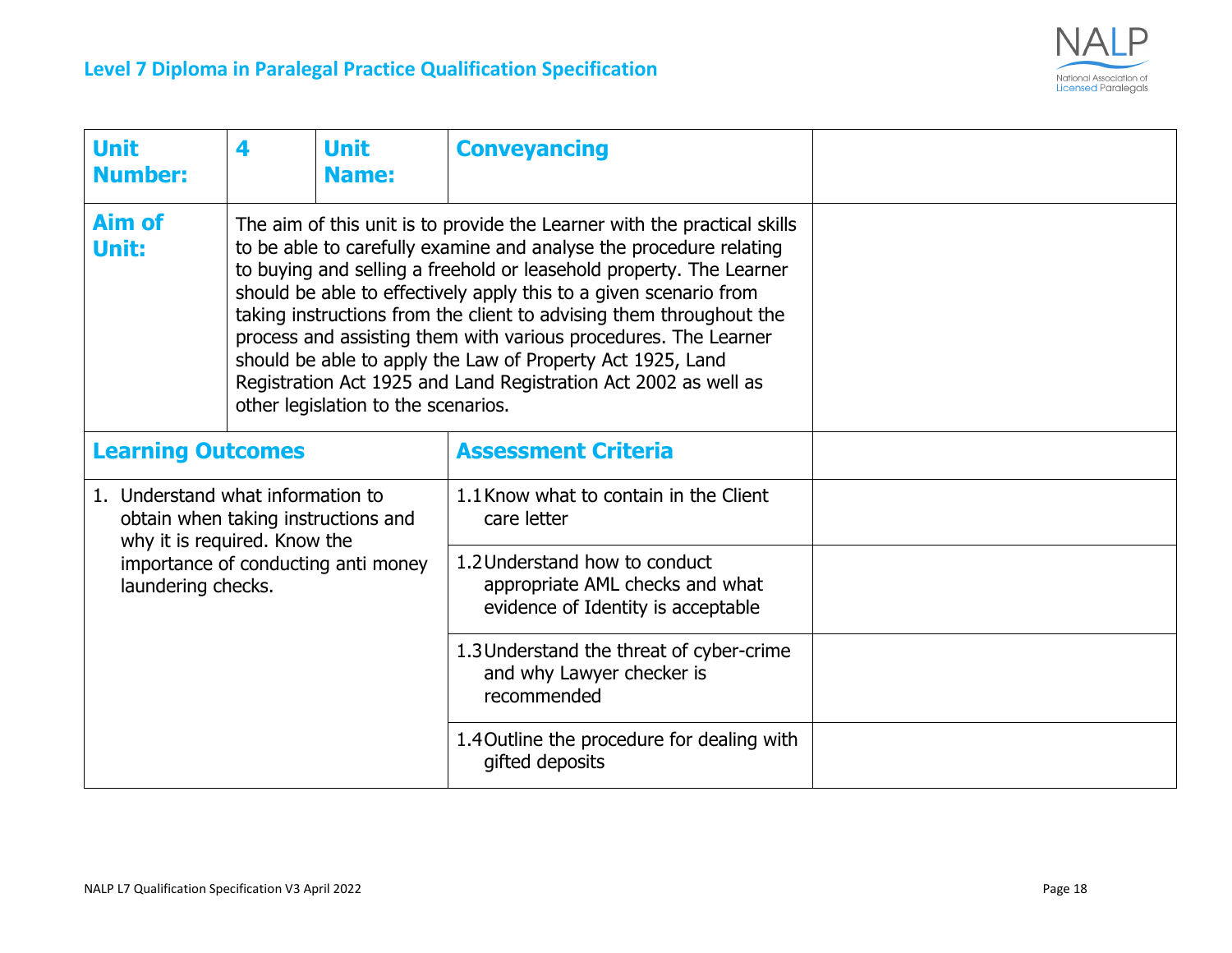| **Unit Number:** | **4** | **Unit Name:** | **Conveyancing** | |
|---|---|---|---|---|
| **Aim of Unit:** | The aim of this unit is to provide the Learner with the practical skills to be able to carefully examine and analyse the procedure relating to buying and selling a freehold or leasehold property. The Learner should be able to effectively apply this to a given scenario from taking instructions from the client to advising them throughout the process and assisting them with various procedures. The Learner should be able to apply the Law of Property Act 1925, Land Registration Act 1925 and Land Registration Act 2002 as well as other legislation to the scenarios. | | | |
| **Learning Outcomes** | | | **Assessment Criteria** | |
| 1. Understand what information to obtain when taking instructions and why it is required. Know the importance of conducting anti money laundering checks. | | | 1.1 Know what to contain in the Client care letter | |
| | | | 1.2 Understand how to conduct appropriate AML checks and what evidence of Identity is acceptable | |
| | | | 1.3 Understand the threat of cyber-crime and why Lawyer checker is recommended | |
| | | | 1.4 Outline the procedure for dealing with gifted deposits | |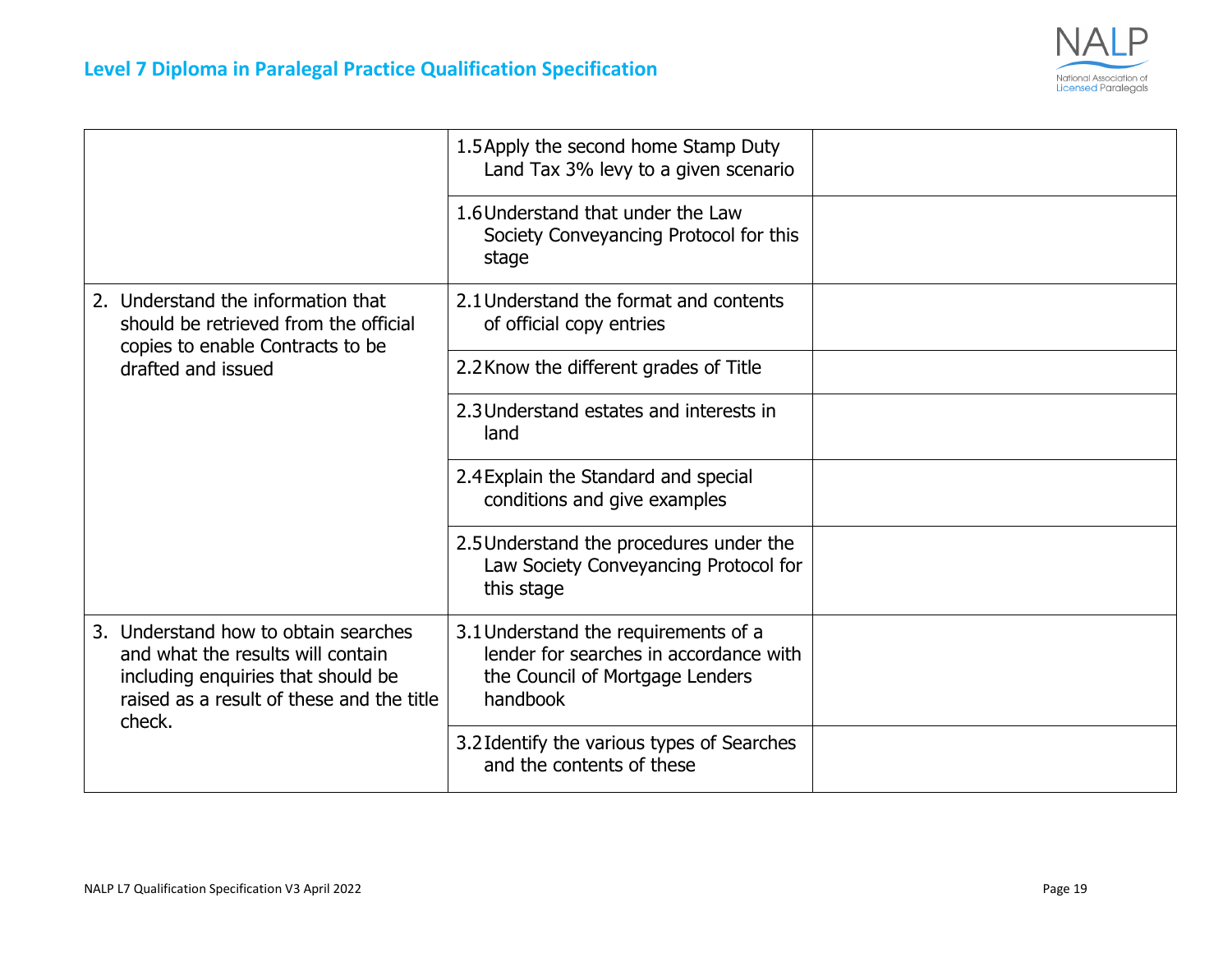| | | |
|---|---|---|
| | 1.5 Apply the second home Stamp Duty Land Tax 3% levy to a given scenario | |
| | 1.6 Understand that under the Law Society Conveyancing Protocol for this stage | |
| 2. Understand the information that should be retrieved from the official copies to enable Contracts to be drafted and issued | 2.1 Understand the format and contents of official copy entries | |
| | 2.2 Know the different grades of Title | |
| | 2.3 Understand estates and interests in land | |
| | 2.4 Explain the Standard and special conditions and give examples | |
| | 2.5 Understand the procedures under the Law Society Conveyancing Protocol for this stage | |
| 3. Understand how to obtain searches and what the results will contain including enquiries that should be raised as a result of these and the title check. | 3.1 Understand the requirements of a lender for searches in accordance with the Council of Mortgage Lenders handbook | |
| | 3.2 Identify the various types of Searches and the contents of these | |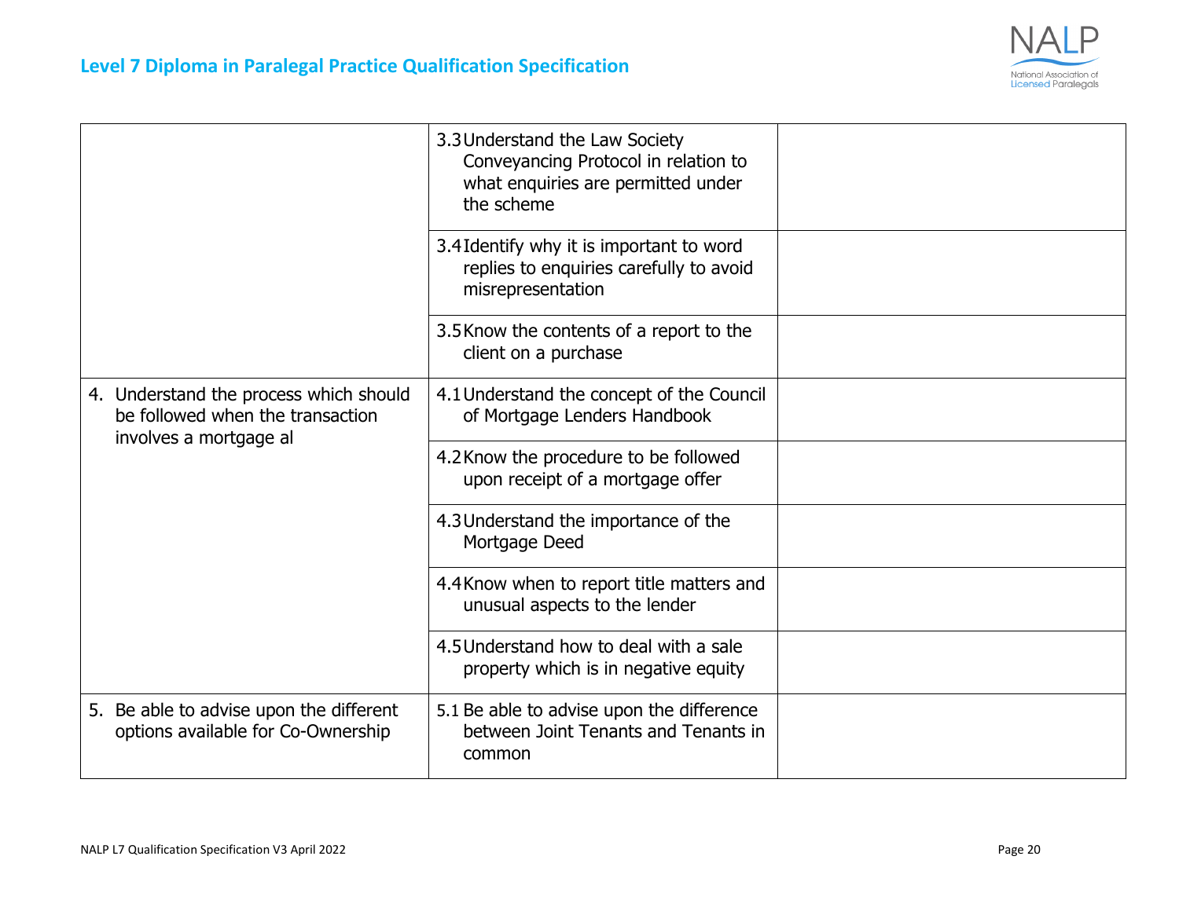| | | |
|---|---|---|
| | 3.3 Understand the Law Society Conveyancing Protocol in relation to what enquiries are permitted under the scheme | |
| | 3.4 Identify why it is important to word replies to enquiries carefully to avoid misrepresentation | |
| | 3.5 Know the contents of a report to the client on a purchase | |
| 4. Understand the process which should be followed when the transaction involves a mortgage al | 4.1 Understand the concept of the Council of Mortgage Lenders Handbook | |
| | 4.2 Know the procedure to be followed upon receipt of a mortgage offer | |
| | 4.3 Understand the importance of the Mortgage Deed | |
| | 4.4 Know when to report title matters and unusual aspects to the lender | |
| | 4.5 Understand how to deal with a sale property which is in negative equity | |
| 5. Be able to advise upon the different options available for Co-Ownership | 5.1 Be able to advise upon the difference between Joint Tenants and Tenants in common | |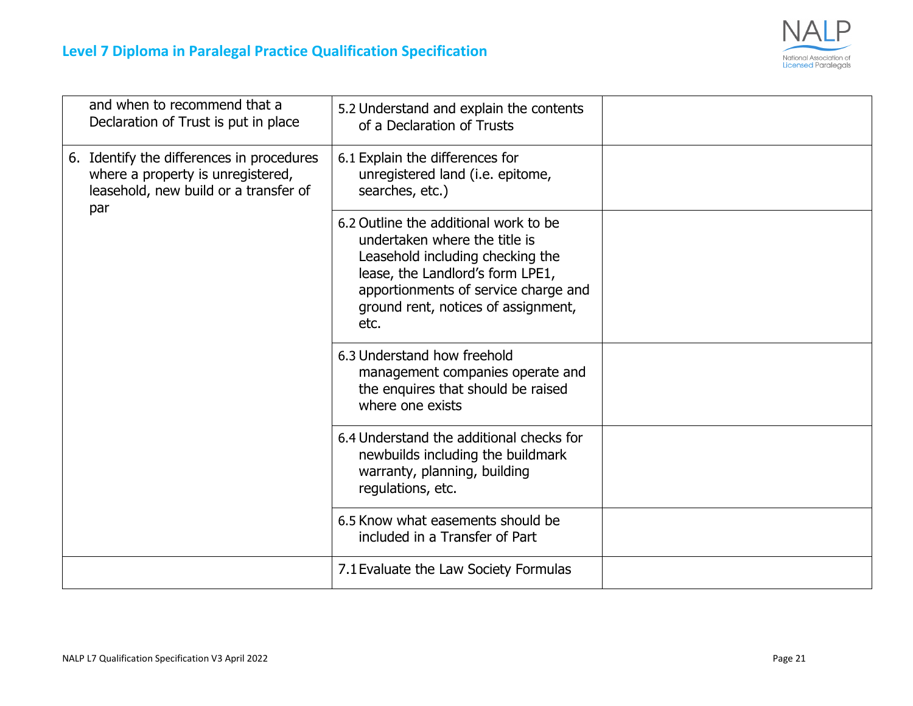| | | |
|---|---|---|
| and when to recommend that a Declaration of Trust is put in place | 5.2 Understand and explain the contents of a Declaration of Trusts | |
| 6. Identify the differences in procedures where a property is unregistered, leasehold, new build or a transfer of par | 6.1 Explain the differences for unregistered land (i.e. epitome, searches, etc.) | |
| | 6.2 Outline the additional work to be undertaken where the title is Leasehold including checking the lease, the Landlord's form LPE1, apportionments of service charge and ground rent, notices of assignment, etc. | |
| | 6.3 Understand how freehold management companies operate and the enquires that should be raised where one exists | |
| | 6.4 Understand the additional checks for newbuilds including the buildmark warranty, planning, building regulations, etc. | |
| | 6.5 Know what easements should be included in a Transfer of Part | |
| | 7.1 Evaluate the Law Society Formulas | |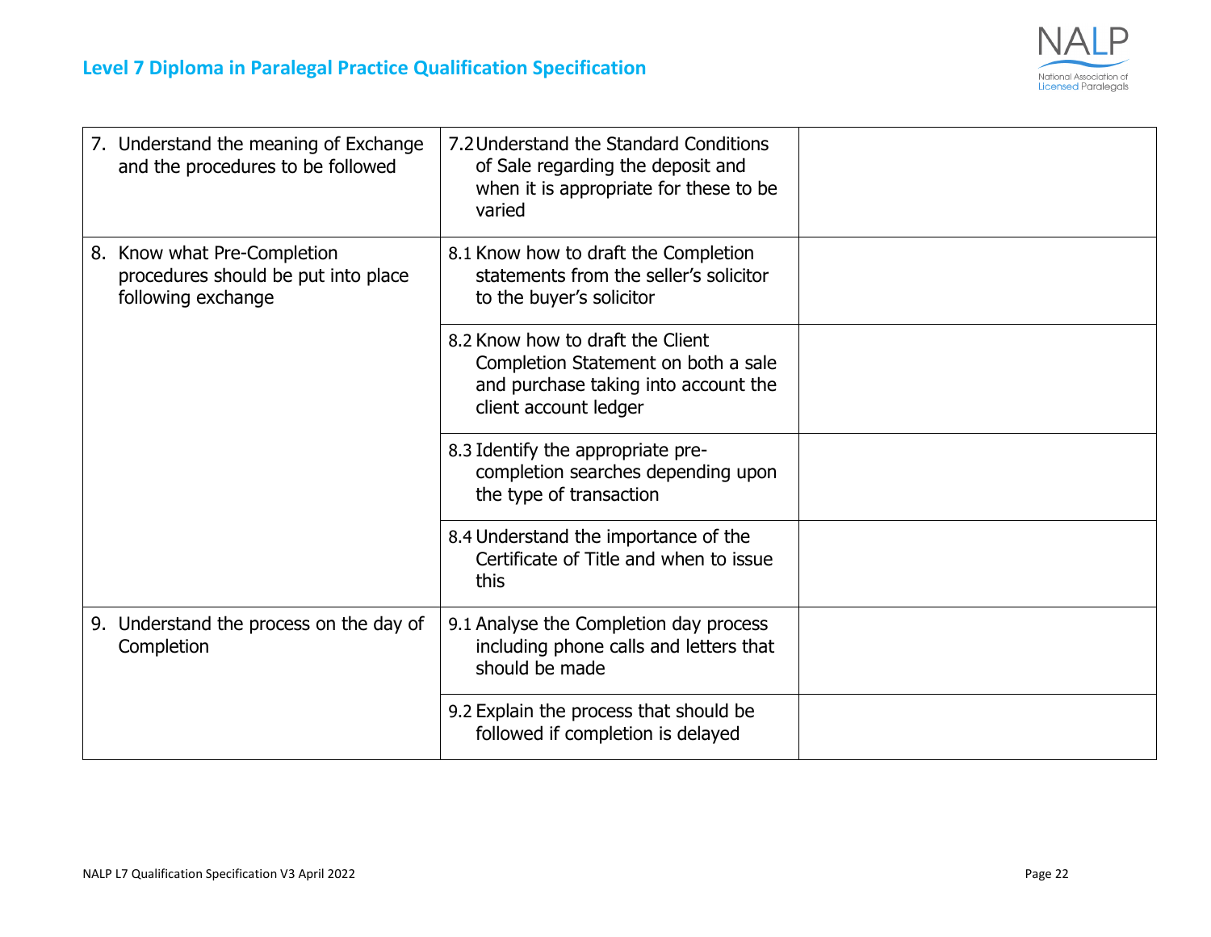| | | |
|---|---|---|
| 7. Understand the meaning of Exchange and the procedures to be followed | 7.2 Understand the Standard Conditions of Sale regarding the deposit and when it is appropriate for these to be varied | |
| 8. Know what Pre-Completion procedures should be put into place following exchange | 8.1 Know how to draft the Completion statements from the seller's solicitor to the buyer's solicitor | |
| | 8.2 Know how to draft the Client Completion Statement on both a sale and purchase taking into account the client account ledger | |
| | 8.3 Identify the appropriate pre-completion searches depending upon the type of transaction | |
| | 8.4 Understand the importance of the Certificate of Title and when to issue this | |
| 9. Understand the process on the day of Completion | 9.1 Analyse the Completion day process including phone calls and letters that should be made | |
| | 9.2 Explain the process that should be followed if completion is delayed | |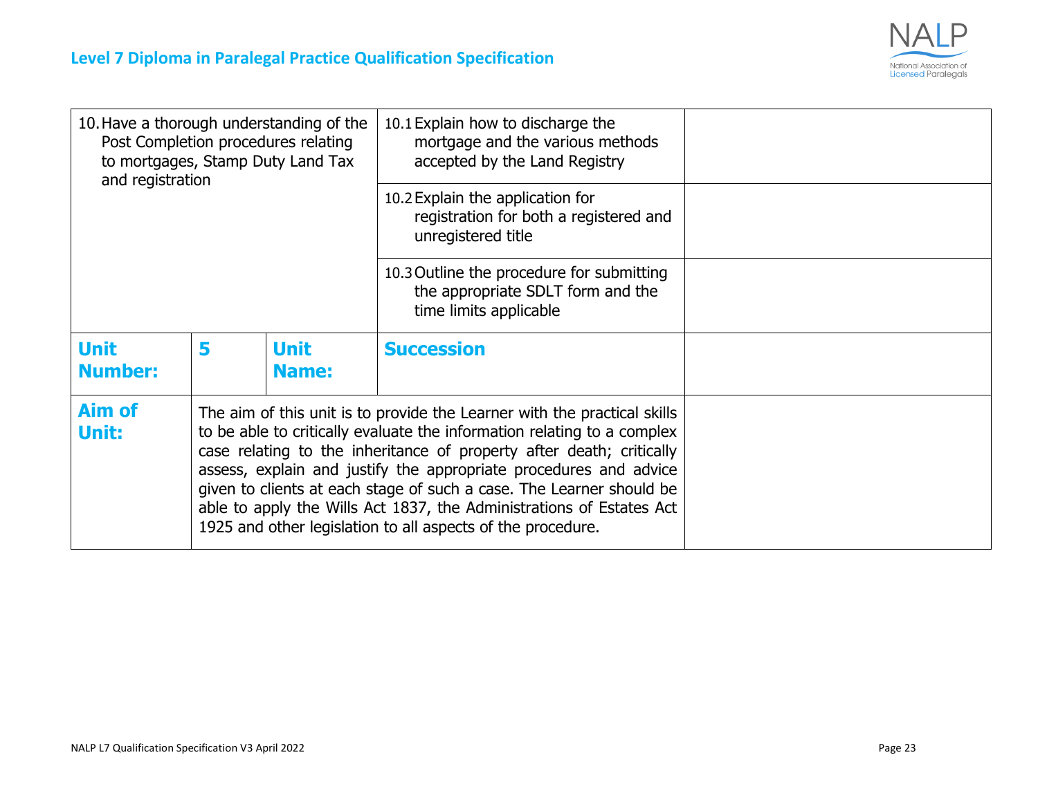| | | | | |
|---|---|---|---|---|
| 10. Have a thorough understanding of the Post Completion procedures relating to mortgages, Stamp Duty Land Tax and registration | | | 10.1 Explain how to discharge the mortgage and the various methods accepted by the Land Registry | |
| | | | 10.2 Explain the application for registration for both a registered and unregistered title | |
| | | | 10.3 Outline the procedure for submitting the appropriate SDLT form and the time limits applicable | |
| **Unit Number:** | **5** | **Unit Name:** | **Succession** | |
| **Aim of Unit:** | The aim of this unit is to provide the Learner with the practical skills to be able to critically evaluate the information relating to a complex case relating to the inheritance of property after death; critically assess, explain and justify the appropriate procedures and advice given to clients at each stage of such a case. The Learner should be able to apply the Wills Act 1837, the Administrations of Estates Act 1925 and other legislation to all aspects of the procedure. | | | |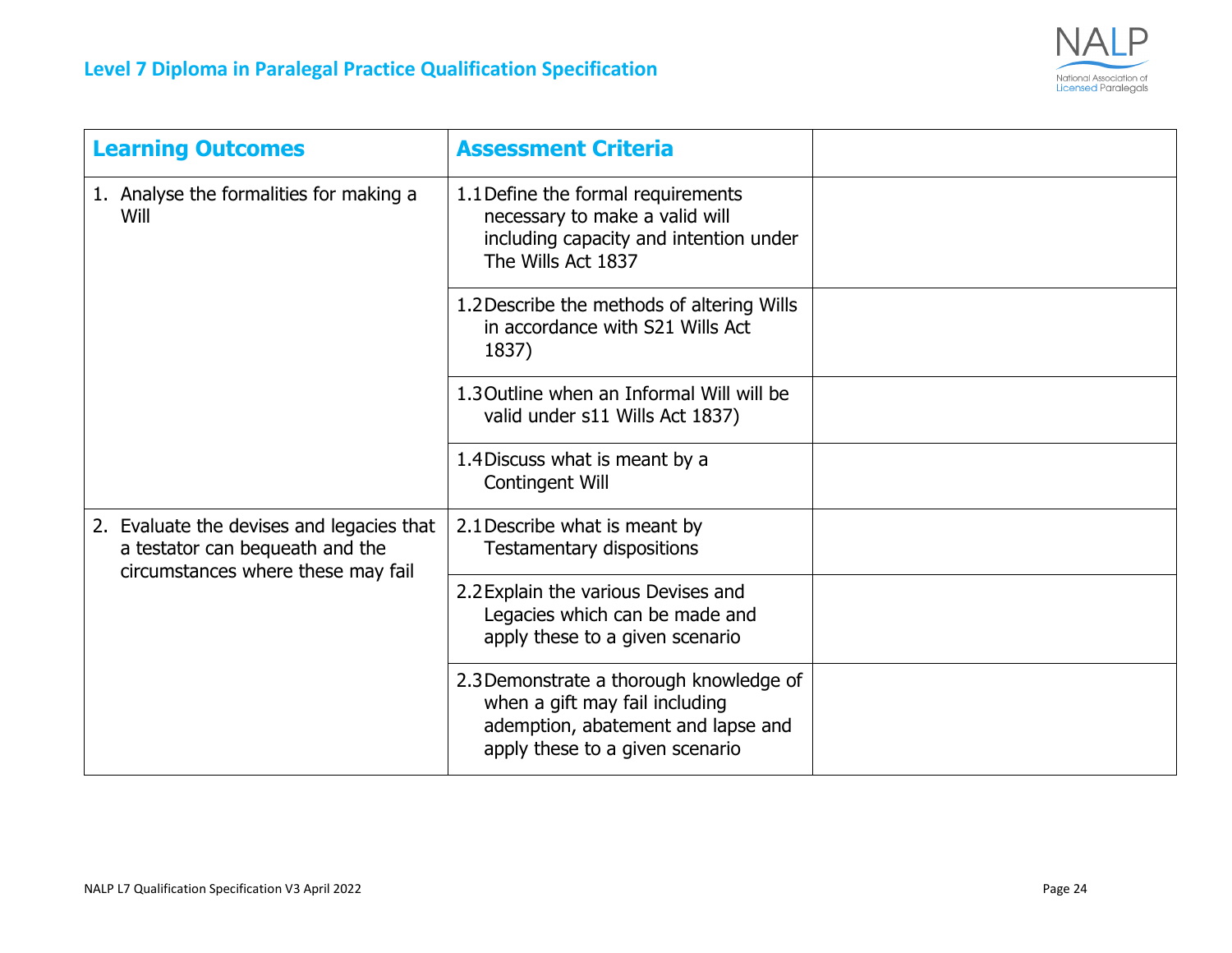| Learning Outcomes | Assessment Criteria | |
|---|---|---|
| 1. Analyse the formalities for making a Will | 1.1 Define the formal requirements necessary to make a valid will including capacity and intention under The Wills Act 1837 | |
| | 1.2 Describe the methods of altering Wills in accordance with S21 Wills Act 1837) | |
| | 1.3 Outline when an Informal Will will be valid under s11 Wills Act 1837) | |
| | 1.4 Discuss what is meant by a Contingent Will | |
| 2. Evaluate the devises and legacies that a testator can bequeath and the circumstances where these may fail | 2.1 Describe what is meant by Testamentary dispositions | |
| | 2.2 Explain the various Devises and Legacies which can be made and apply these to a given scenario | |
| | 2.3 Demonstrate a thorough knowledge of when a gift may fail including ademption, abatement and lapse and apply these to a given scenario | |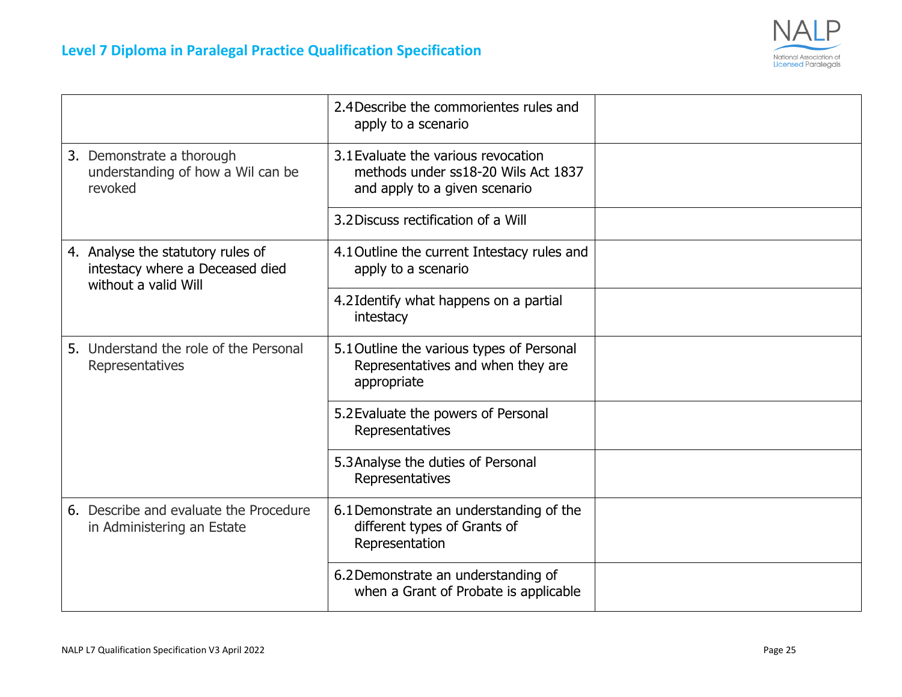| | | |
|---|---|---|
| | 2.4 Describe the commorientes rules and apply to a scenario | |
| 3. Demonstrate a thorough understanding of how a Wil can be revoked | 3.1 Evaluate the various revocation methods under ss18-20 Wils Act 1837 and apply to a given scenario | |
| | 3.2 Discuss rectification of a Will | |
| 4. Analyse the statutory rules of intestacy where a Deceased died without a valid Will | 4.1 Outline the current Intestacy rules and apply to a scenario | |
| | 4.2 Identify what happens on a partial intestacy | |
| 5. Understand the role of the Personal Representatives | 5.1 Outline the various types of Personal Representatives and when they are appropriate | |
| | 5.2 Evaluate the powers of Personal Representatives | |
| | 5.3 Analyse the duties of Personal Representatives | |
| 6. Describe and evaluate the Procedure in Administering an Estate | 6.1 Demonstrate an understanding of the different types of Grants of Representation | |
| | 6.2 Demonstrate an understanding of when a Grant of Probate is applicable | |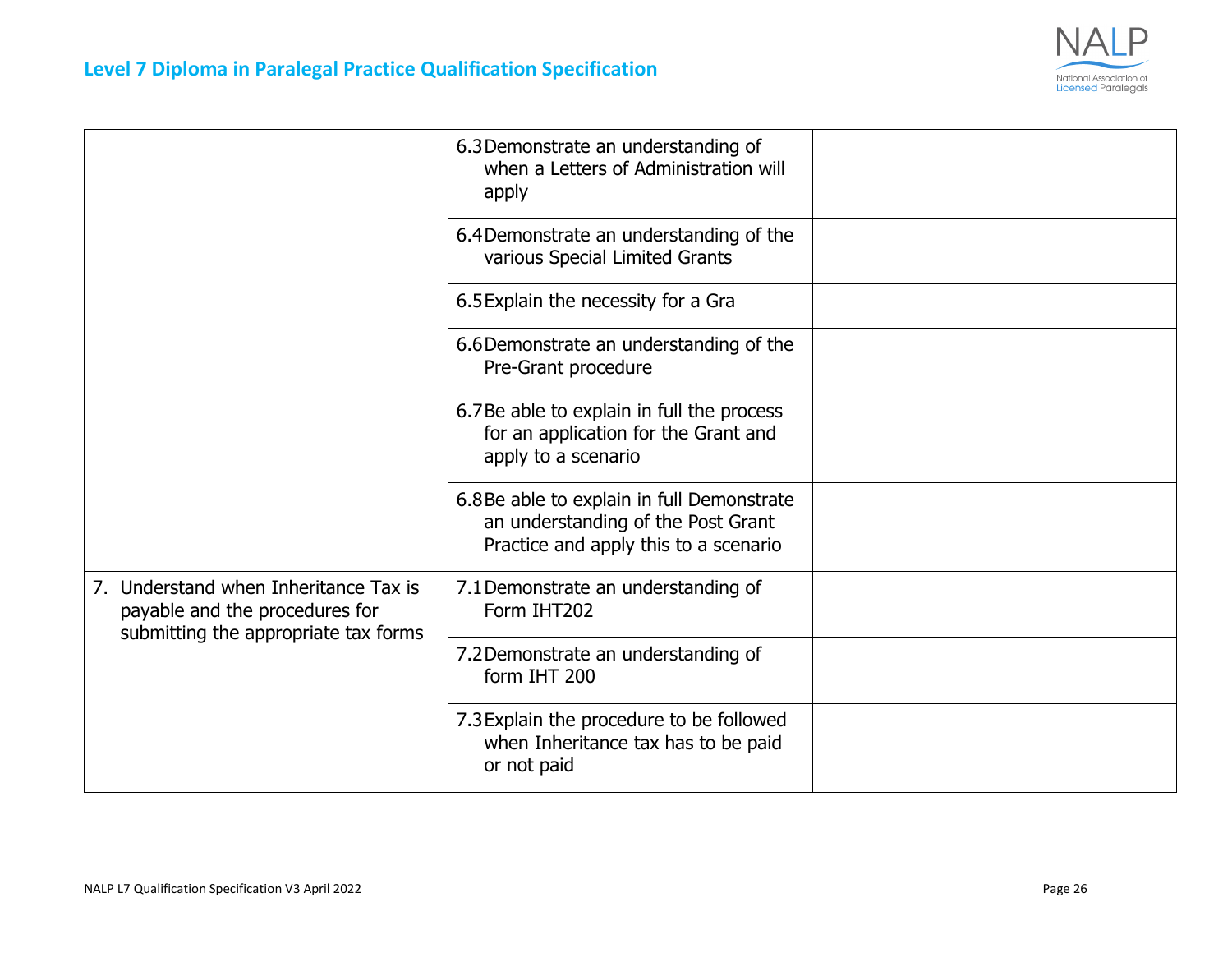| | | |
|---|---|---|
| | 6.3 Demonstrate an understanding of when a Letters of Administration will apply | |
| | 6.4 Demonstrate an understanding of the various Special Limited Grants | |
| | 6.5 Explain the necessity for a Gra | |
| | 6.6 Demonstrate an understanding of the Pre-Grant procedure | |
| | 6.7 Be able to explain in full the process for an application for the Grant and apply to a scenario | |
| | 6.8 Be able to explain in full Demonstrate an understanding of the Post Grant Practice and apply this to a scenario | |
| 7. Understand when Inheritance Tax is payable and the procedures for submitting the appropriate tax forms | 7.1 Demonstrate an understanding of Form IHT202 | |
| | 7.2 Demonstrate an understanding of form IHT 200 | |
| | 7.3 Explain the procedure to be followed when Inheritance tax has to be paid or not paid | |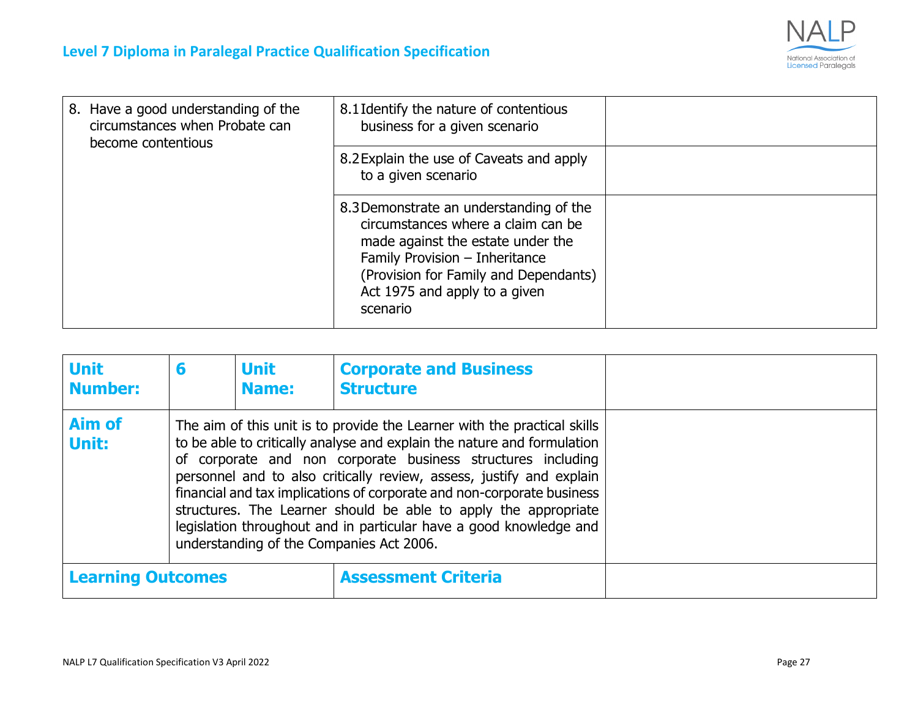| | | |
|---|---|---|
| 8. Have a good understanding of the circumstances when Probate can become contentious | 8.1 Identify the nature of contentious business for a given scenario | |
| | 8.2 Explain the use of Caveats and apply to a given scenario | |
| | 8.3 Demonstrate an understanding of the circumstances where a claim can be made against the estate under the Family Provision – Inheritance (Provision for Family and Dependants) Act 1975 and apply to a given scenario | |

| **Unit Number:** | **6** | **Unit Name:** | **Corporate and Business Structure** | |
|---|---|---|---|---|
| **Aim of Unit:** | The aim of this unit is to provide the Learner with the practical skills to be able to critically analyse and explain the nature and formulation of corporate and non corporate business structures including personnel and to also critically review, assess, justify and explain financial and tax implications of corporate and non-corporate business structures. The Learner should be able to apply the appropriate legislation throughout and in particular have a good knowledge and understanding of the Companies Act 2006. | | | |
| **Learning Outcomes** | | | **Assessment Criteria** | |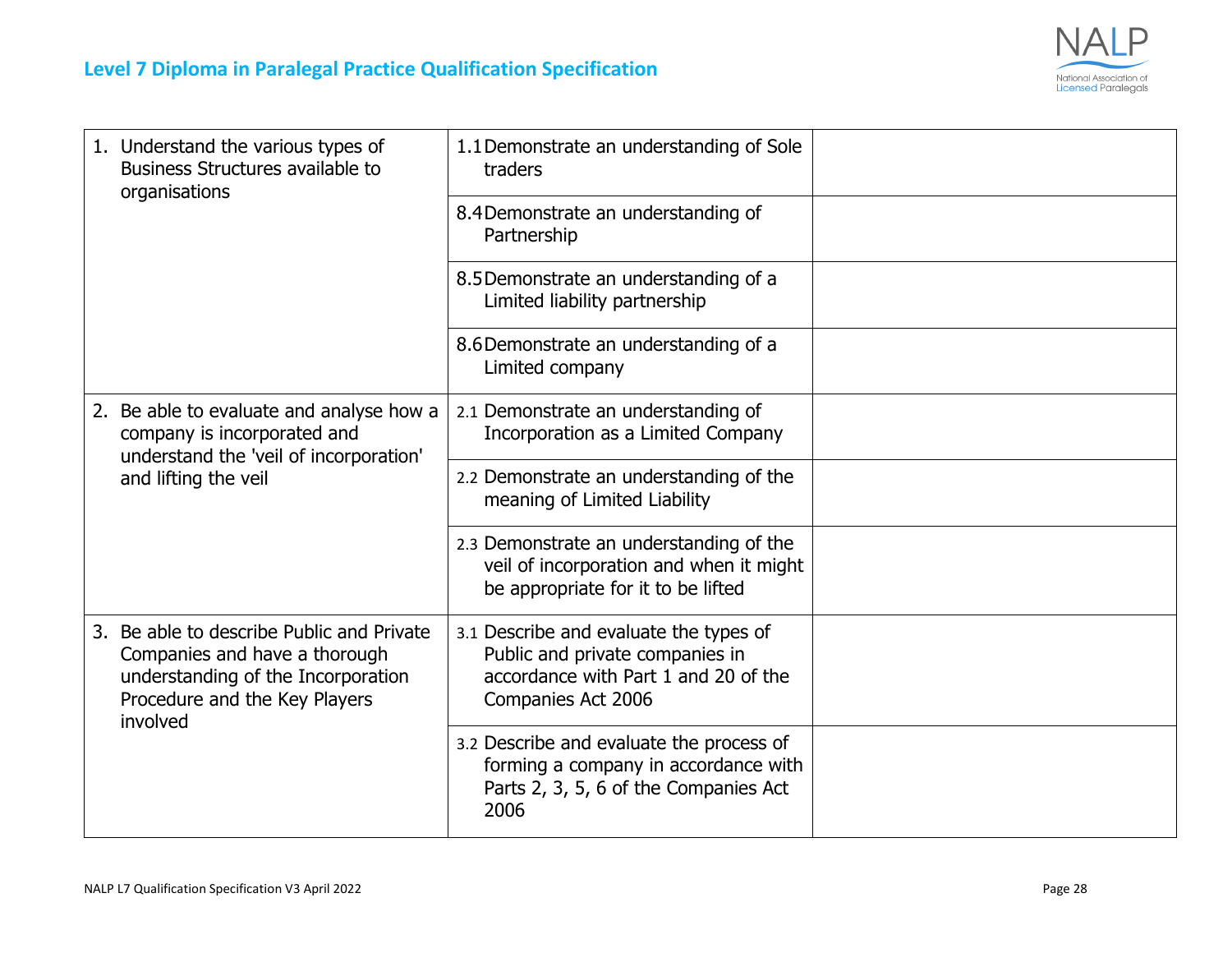| | | |
|---|---|---|
| 1. Understand the various types of Business Structures available to organisations | 1.1 Demonstrate an understanding of Sole traders | |
| | 8.4 Demonstrate an understanding of Partnership | |
| | 8.5 Demonstrate an understanding of a Limited liability partnership | |
| | 8.6 Demonstrate an understanding of a Limited company | |
| 2. Be able to evaluate and analyse how a company is incorporated and understand the 'veil of incorporation' and lifting the veil | 2.1 Demonstrate an understanding of Incorporation as a Limited Company | |
| | 2.2 Demonstrate an understanding of the meaning of Limited Liability | |
| | 2.3 Demonstrate an understanding of the veil of incorporation and when it might be appropriate for it to be lifted | |
| 3. Be able to describe Public and Private Companies and have a thorough understanding of the Incorporation Procedure and the Key Players involved | 3.1 Describe and evaluate the types of Public and private companies in accordance with Part 1 and 20 of the Companies Act 2006 | |
| | 3.2 Describe and evaluate the process of forming a company in accordance with Parts 2, 3, 5, 6 of the Companies Act 2006 | |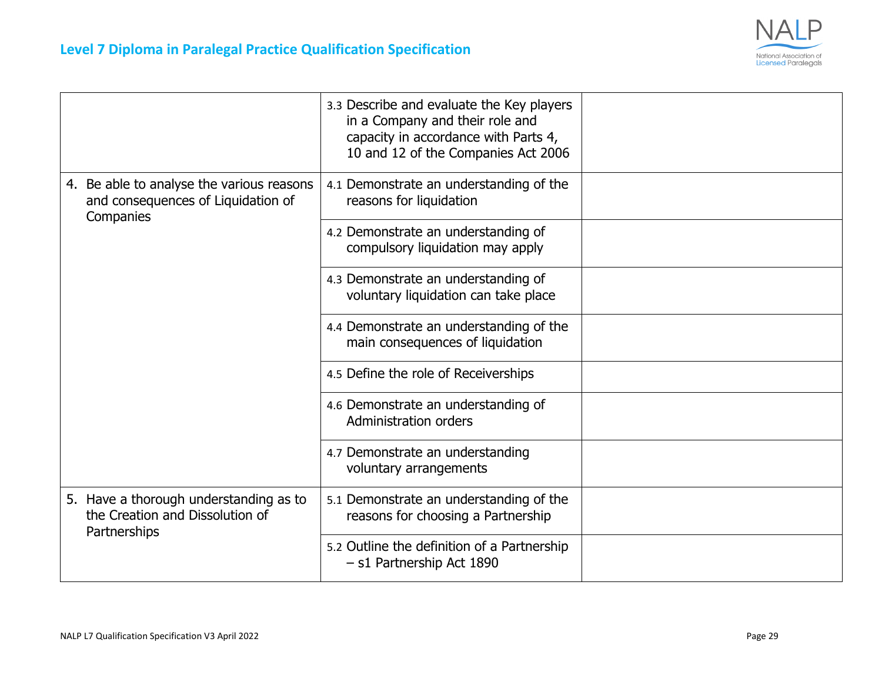| | | |
|---|---|---|
| | 3.3 Describe and evaluate the Key players in a Company and their role and capacity in accordance with Parts 4, 10 and 12 of the Companies Act 2006 | |
| 4. Be able to analyse the various reasons and consequences of Liquidation of Companies | 4.1 Demonstrate an understanding of the reasons for liquidation | |
| | 4.2 Demonstrate an understanding of compulsory liquidation may apply | |
| | 4.3 Demonstrate an understanding of voluntary liquidation can take place | |
| | 4.4 Demonstrate an understanding of the main consequences of liquidation | |
| | 4.5 Define the role of Receiverships | |
| | 4.6 Demonstrate an understanding of Administration orders | |
| | 4.7 Demonstrate an understanding voluntary arrangements | |
| 5. Have a thorough understanding as to the Creation and Dissolution of Partnerships | 5.1 Demonstrate an understanding of the reasons for choosing a Partnership | |
| | 5.2 Outline the definition of a Partnership – s1 Partnership Act 1890 | |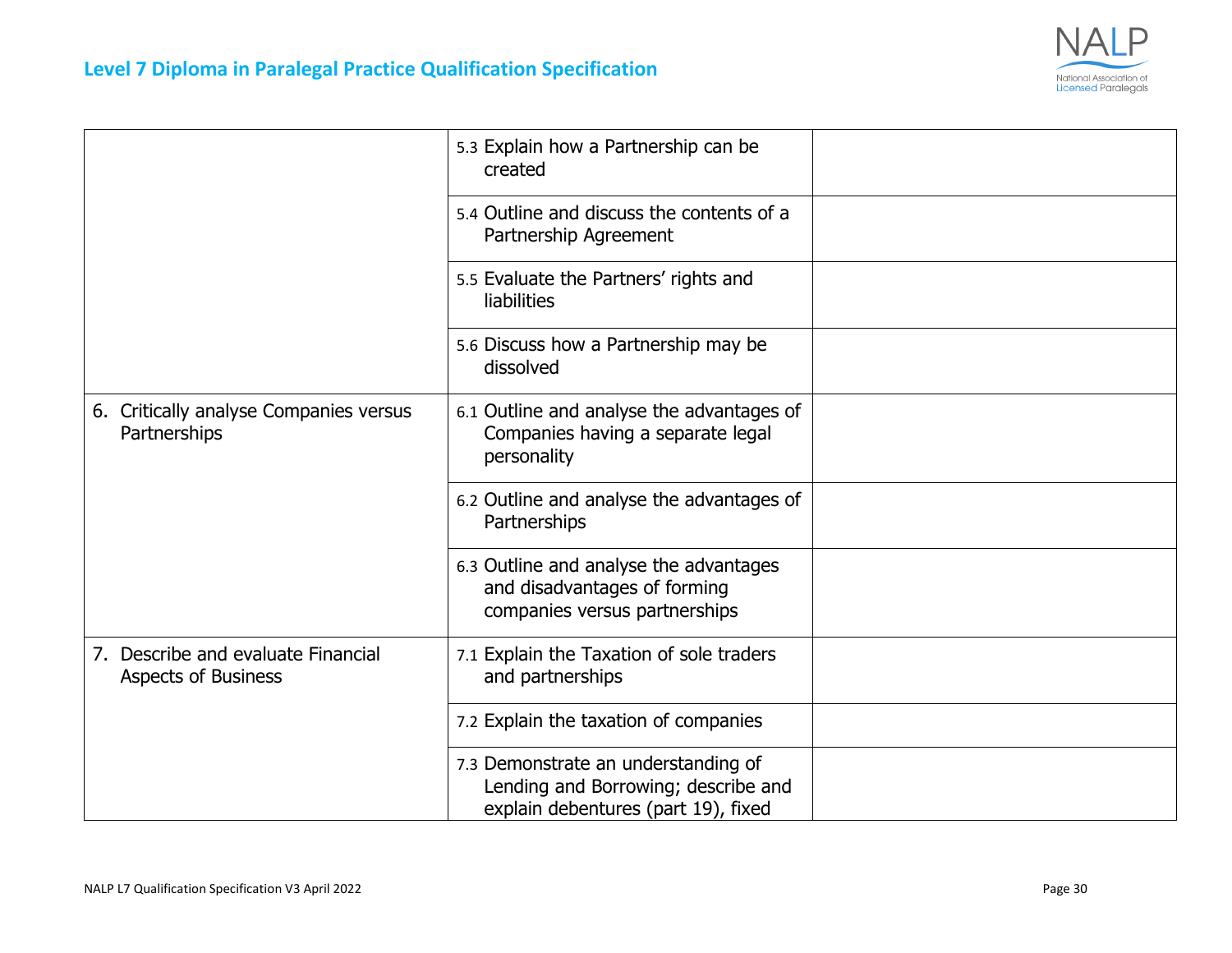| | | |
|---|---|---|
| | 5.3 Explain how a Partnership can be created | |
| | 5.4 Outline and discuss the contents of a Partnership Agreement | |
| | 5.5 Evaluate the Partners' rights and liabilities | |
| | 5.6 Discuss how a Partnership may be dissolved | |
| 6. Critically analyse Companies versus Partnerships | 6.1 Outline and analyse the advantages of Companies having a separate legal personality | |
| | 6.2 Outline and analyse the advantages of Partnerships | |
| | 6.3 Outline and analyse the advantages and disadvantages of forming companies versus partnerships | |
| 7. Describe and evaluate Financial Aspects of Business | 7.1 Explain the Taxation of sole traders and partnerships | |
| | 7.2 Explain the taxation of companies | |
| | 7.3 Demonstrate an understanding of Lending and Borrowing; describe and explain debentures (part 19), fixed | |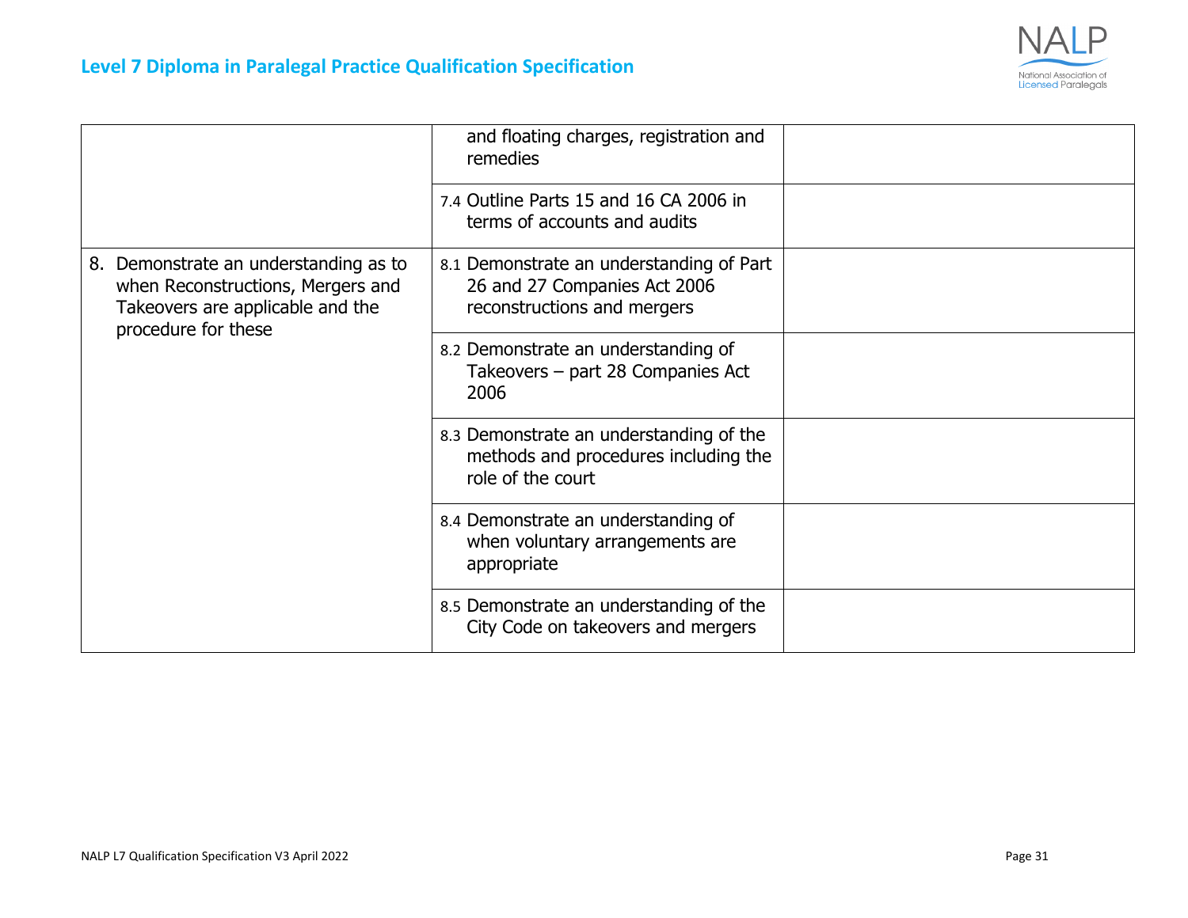| | | |
|---|---|---|
| | and floating charges, registration and remedies | |
| | 7.4 Outline Parts 15 and 16 CA 2006 in terms of accounts and audits | |
| 8. Demonstrate an understanding as to when Reconstructions, Mergers and Takeovers are applicable and the procedure for these | 8.1 Demonstrate an understanding of Part 26 and 27 Companies Act 2006 reconstructions and mergers | |
| | 8.2 Demonstrate an understanding of Takeovers – part 28 Companies Act 2006 | |
| | 8.3 Demonstrate an understanding of the methods and procedures including the role of the court | |
| | 8.4 Demonstrate an understanding of when voluntary arrangements are appropriate | |
| | 8.5 Demonstrate an understanding of the City Code on takeovers and mergers | |